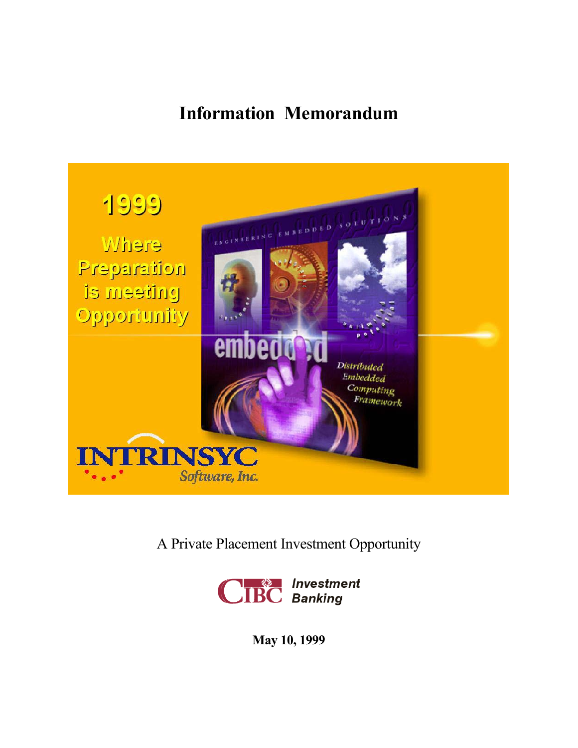# Information Memorandum

1999

Where Preparation is meeting Opportunity

ENGINEERING EMBEDDED SOLUTIONS

embedded

Distributed Embedded Computing Framework

INTRINSYC Software, Inc.

A Private Placement Investment Opportunity

CIBC Investment Banking

**May 10, 1999**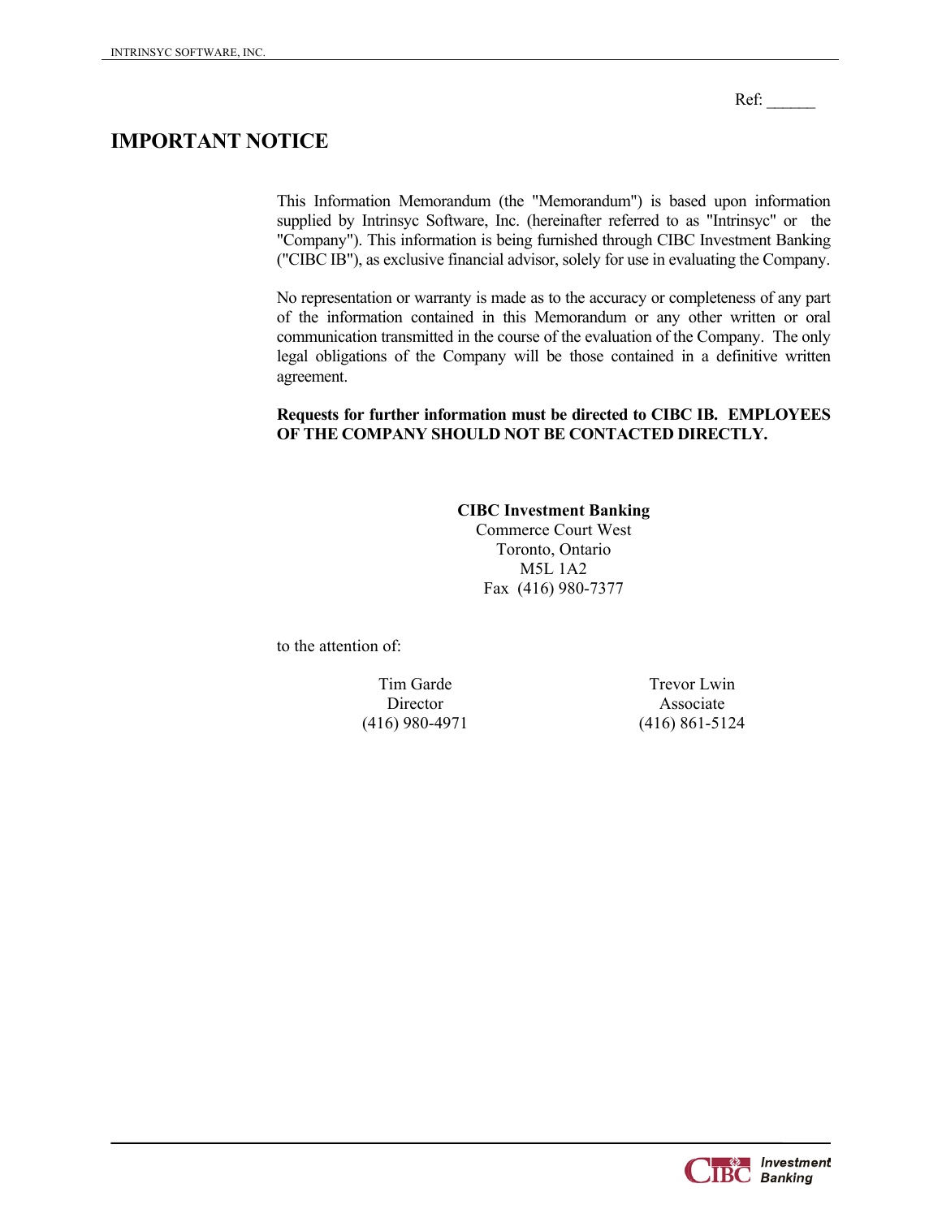Ref: ______

# IMPORTANT NOTICE

This Information Memorandum (the "Memorandum") is based upon information supplied by Intrinsyc Software, Inc. (hereinafter referred to as "Intrinsyc" or the "Company"). This information is being furnished through CIBC Investment Banking ("CIBC IB"), as exclusive financial advisor, solely for use in evaluating the Company.

No representation or warranty is made as to the accuracy or completeness of any part of the information contained in this Memorandum or any other written or oral communication transmitted in the course of the evaluation of the Company. The only legal obligations of the Company will be those contained in a definitive written agreement.

**Requests for further information must be directed to CIBC IB. EMPLOYEES OF THE COMPANY SHOULD NOT BE CONTACTED DIRECTLY.**

**CIBC Investment Banking**
Commerce Court West
Toronto, Ontario
M5L 1A2
Fax (416) 980-7377

to the attention of:

Tim Garde
Director
(416) 980-4971

Trevor Lwin
Associate
(416) 861-5124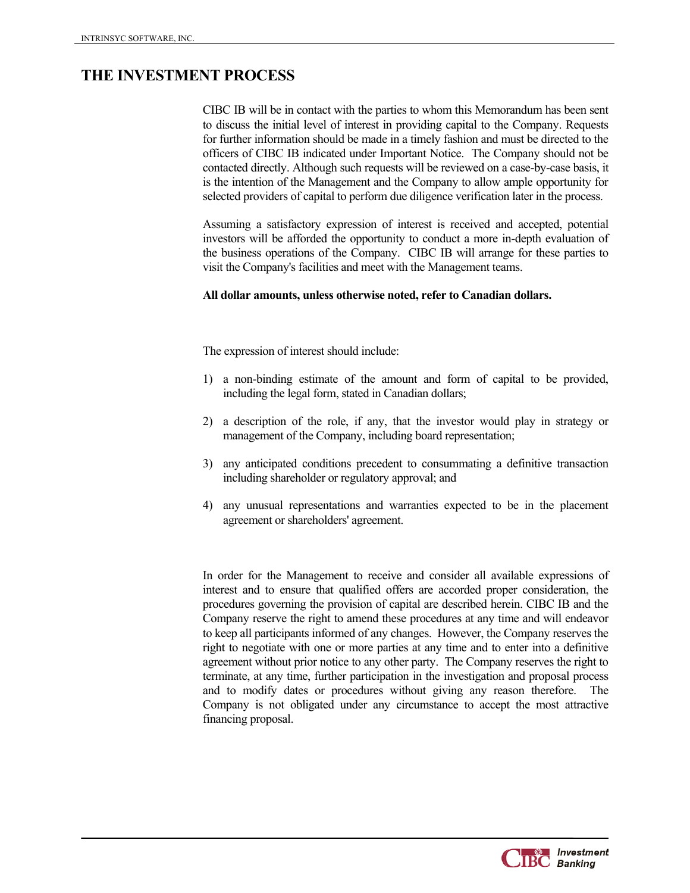# THE INVESTMENT PROCESS

CIBC IB will be in contact with the parties to whom this Memorandum has been sent to discuss the initial level of interest in providing capital to the Company. Requests for further information should be made in a timely fashion and must be directed to the officers of CIBC IB indicated under Important Notice. The Company should not be contacted directly. Although such requests will be reviewed on a case-by-case basis, it is the intention of the Management and the Company to allow ample opportunity for selected providers of capital to perform due diligence verification later in the process.

Assuming a satisfactory expression of interest is received and accepted, potential investors will be afforded the opportunity to conduct a more in-depth evaluation of the business operations of the Company. CIBC IB will arrange for these parties to visit the Company's facilities and meet with the Management teams.

**All dollar amounts, unless otherwise noted, refer to Canadian dollars.**

The expression of interest should include:

1) a non-binding estimate of the amount and form of capital to be provided, including the legal form, stated in Canadian dollars;

2) a description of the role, if any, that the investor would play in strategy or management of the Company, including board representation;

3) any anticipated conditions precedent to consummating a definitive transaction including shareholder or regulatory approval; and

4) any unusual representations and warranties expected to be in the placement agreement or shareholders' agreement.

In order for the Management to receive and consider all available expressions of interest and to ensure that qualified offers are accorded proper consideration, the procedures governing the provision of capital are described herein. CIBC IB and the Company reserve the right to amend these procedures at any time and will endeavor to keep all participants informed of any changes. However, the Company reserves the right to negotiate with one or more parties at any time and to enter into a definitive agreement without prior notice to any other party. The Company reserves the right to terminate, at any time, further participation in the investigation and proposal process and to modify dates or procedures without giving any reason therefore. The Company is not obligated under any circumstance to accept the most attractive financing proposal.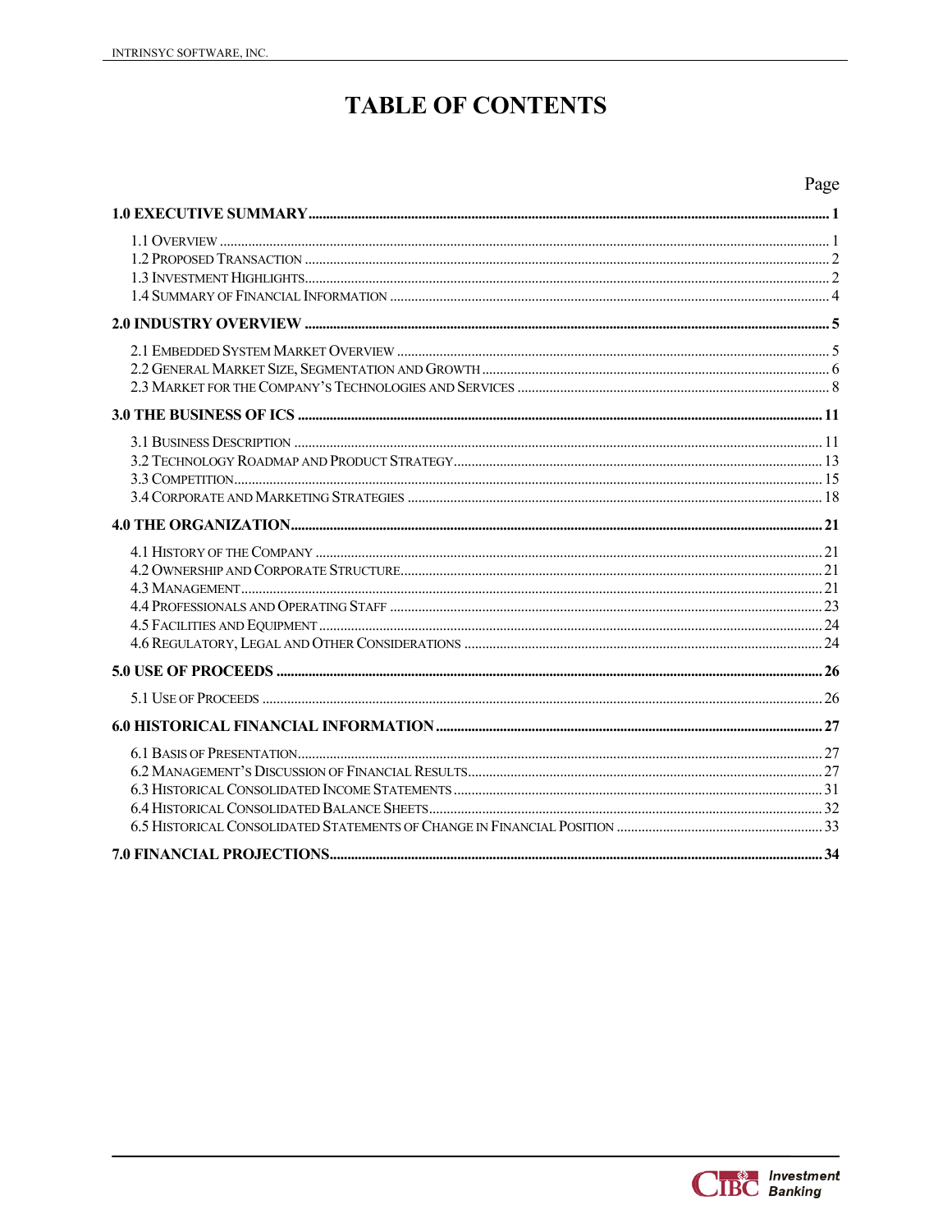# TABLE OF CONTENTS

| | Page |
|---|---|
| **1.0 EXECUTIVE SUMMARY** | **1** |
| 1.1 Overview | 1 |
| 1.2 Proposed Transaction | 2 |
| 1.3 Investment Highlights | 2 |
| 1.4 Summary of Financial Information | 4 |
| **2.0 INDUSTRY OVERVIEW** | **5** |
| 2.1 Embedded System Market Overview | 5 |
| 2.2 General Market Size, Segmentation and Growth | 6 |
| 2.3 Market for the Company's Technologies and Services | 8 |
| **3.0 THE BUSINESS OF ICS** | **11** |
| 3.1 Business Description | 11 |
| 3.2 Technology Roadmap and Product Strategy | 13 |
| 3.3 Competition | 15 |
| 3.4 Corporate and Marketing Strategies | 18 |
| **4.0 THE ORGANIZATION** | **21** |
| 4.1 History of the Company | 21 |
| 4.2 Ownership and Corporate Structure | 21 |
| 4.3 Management | 21 |
| 4.4 Professionals and Operating Staff | 23 |
| 4.5 Facilities and Equipment | 24 |
| 4.6 Regulatory, Legal and Other Considerations | 24 |
| **5.0 USE OF PROCEEDS** | **26** |
| 5.1 Use of Proceeds | 26 |
| **6.0 HISTORICAL FINANCIAL INFORMATION** | **27** |
| 6.1 Basis of Presentation | 27 |
| 6.2 Management's Discussion of Financial Results | 27 |
| 6.3 Historical Consolidated Income Statements | 31 |
| 6.4 Historical Consolidated Balance Sheets | 32 |
| 6.5 Historical Consolidated Statements of Change in Financial Position | 33 |
| **7.0 FINANCIAL PROJECTIONS** | **34** |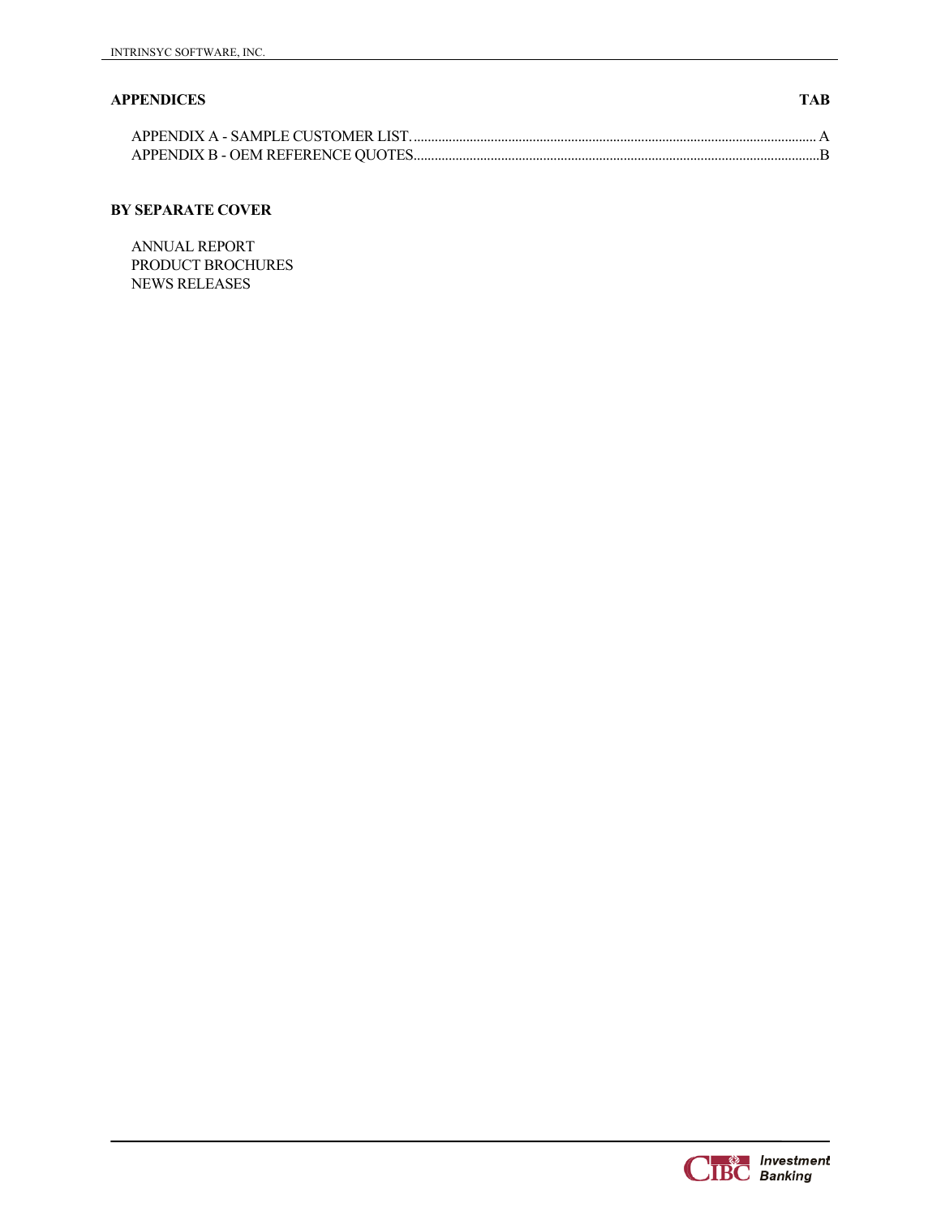**APPENDICES** **TAB**

APPENDIX A - SAMPLE CUSTOMER LIST. .......... A
APPENDIX B - OEM REFERENCE QUOTES .......... B

**BY SEPARATE COVER**

ANNUAL REPORT
PRODUCT BROCHURES
NEWS RELEASES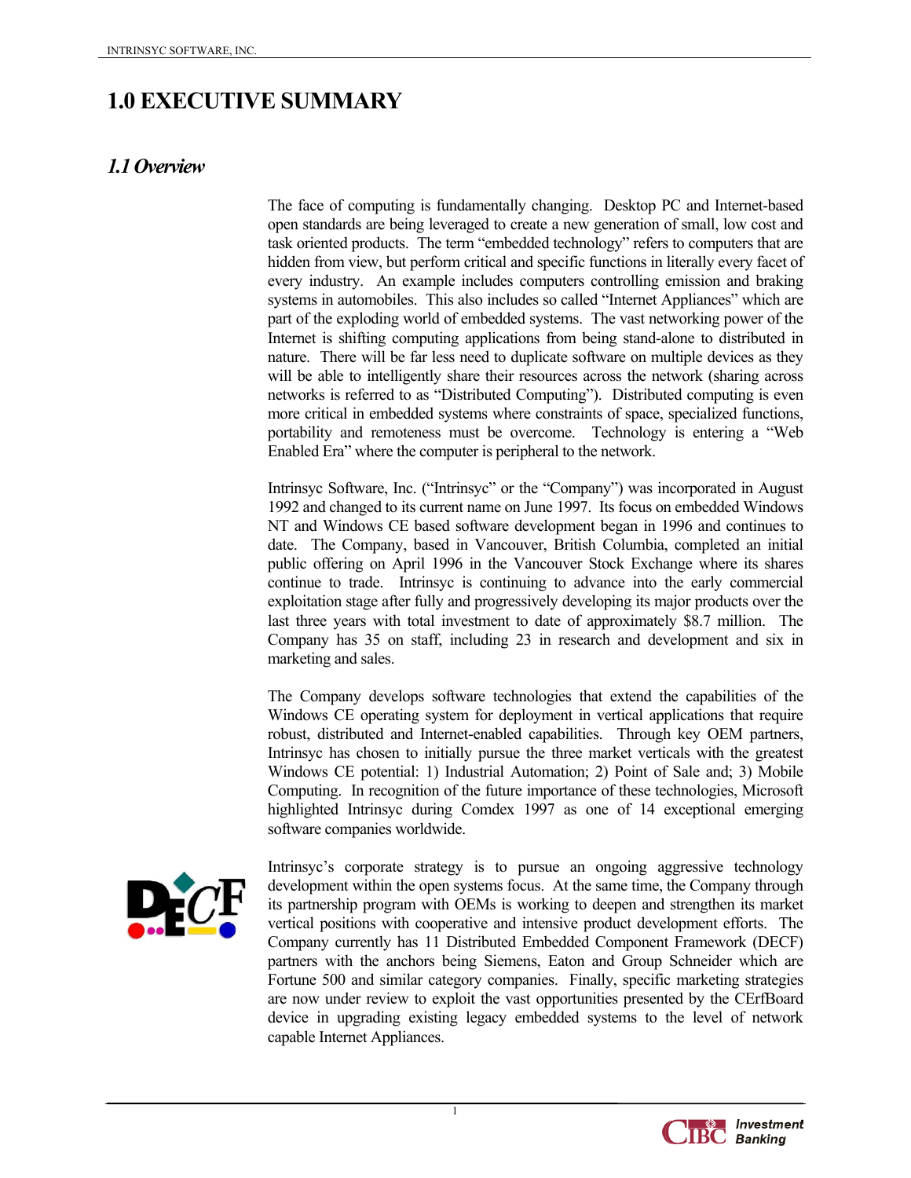# 1.0 EXECUTIVE SUMMARY

## *1.1 Overview*

The face of computing is fundamentally changing. Desktop PC and Internet-based open standards are being leveraged to create a new generation of small, low cost and task oriented products. The term "embedded technology" refers to computers that are hidden from view, but perform critical and specific functions in literally every facet of every industry. An example includes computers controlling emission and braking systems in automobiles. This also includes so called "Internet Appliances" which are part of the exploding world of embedded systems. The vast networking power of the Internet is shifting computing applications from being stand-alone to distributed in nature. There will be far less need to duplicate software on multiple devices as they will be able to intelligently share their resources across the network (sharing across networks is referred to as "Distributed Computing"). Distributed computing is even more critical in embedded systems where constraints of space, specialized functions, portability and remoteness must be overcome. Technology is entering a "Web Enabled Era" where the computer is peripheral to the network.

Intrinsyc Software, Inc. ("Intrinsyc" or the "Company") was incorporated in August 1992 and changed to its current name on June 1997. Its focus on embedded Windows NT and Windows CE based software development began in 1996 and continues to date. The Company, based in Vancouver, British Columbia, completed an initial public offering on April 1996 in the Vancouver Stock Exchange where its shares continue to trade. Intrinsyc is continuing to advance into the early commercial exploitation stage after fully and progressively developing its major products over the last three years with total investment to date of approximately $8.7 million. The Company has 35 on staff, including 23 in research and development and six in marketing and sales.

The Company develops software technologies that extend the capabilities of the Windows CE operating system for deployment in vertical applications that require robust, distributed and Internet-enabled capabilities. Through key OEM partners, Intrinsyc has chosen to initially pursue the three market verticals with the greatest Windows CE potential: 1) Industrial Automation; 2) Point of Sale and; 3) Mobile Computing. In recognition of the future importance of these technologies, Microsoft highlighted Intrinsyc during Comdex 1997 as one of 14 exceptional emerging software companies worldwide.

Intrinsyc's corporate strategy is to pursue an ongoing aggressive technology development within the open systems focus. At the same time, the Company through its partnership program with OEMs is working to deepen and strengthen its market vertical positions with cooperative and intensive product development efforts. The Company currently has 11 Distributed Embedded Component Framework (DECF) partners with the anchors being Siemens, Eaton and Group Schneider which are Fortune 500 and similar category companies. Finally, specific marketing strategies are now under review to exploit the vast opportunities presented by the CErfBoard device in upgrading existing legacy embedded systems to the level of network capable Internet Appliances.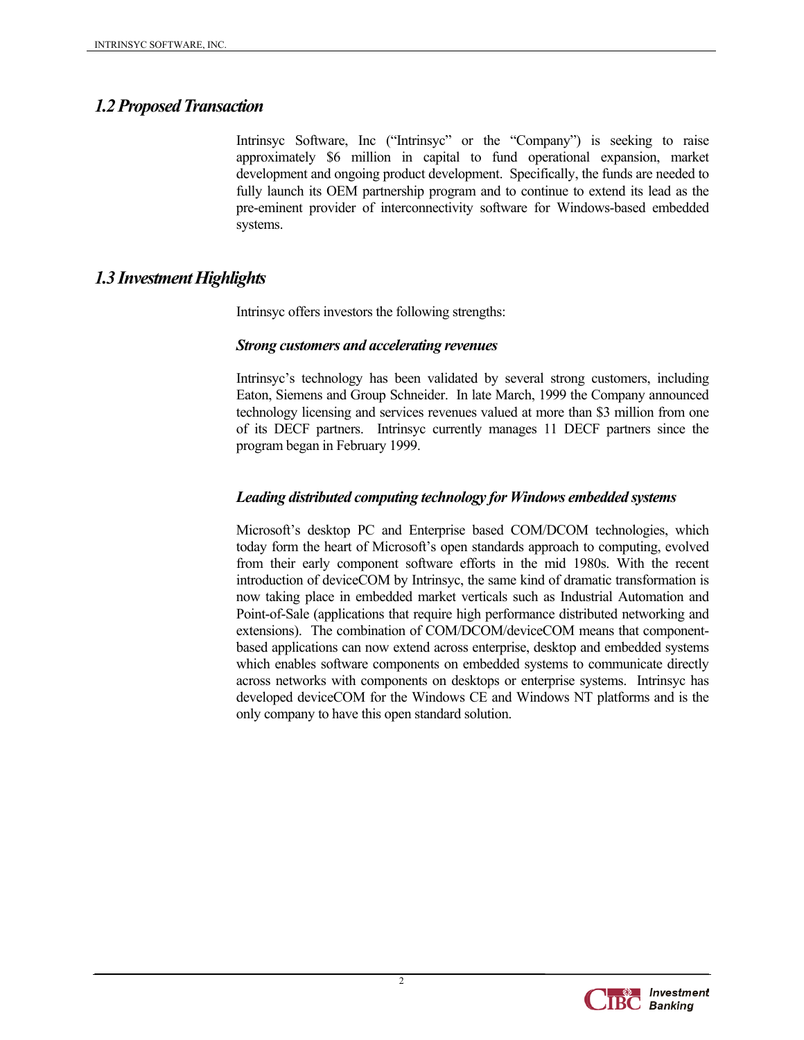## *1.2 Proposed Transaction*

Intrinsyc Software, Inc ("Intrinsyc" or the "Company") is seeking to raise approximately $6 million in capital to fund operational expansion, market development and ongoing product development. Specifically, the funds are needed to fully launch its OEM partnership program and to continue to extend its lead as the pre-eminent provider of interconnectivity software for Windows-based embedded systems.

## *1.3 Investment Highlights*

Intrinsyc offers investors the following strengths:

### *Strong customers and accelerating revenues*

Intrinsyc's technology has been validated by several strong customers, including Eaton, Siemens and Group Schneider. In late March, 1999 the Company announced technology licensing and services revenues valued at more than $3 million from one of its DECF partners. Intrinsyc currently manages 11 DECF partners since the program began in February 1999.

### *Leading distributed computing technology for Windows embedded systems*

Microsoft's desktop PC and Enterprise based COM/DCOM technologies, which today form the heart of Microsoft's open standards approach to computing, evolved from their early component software efforts in the mid 1980s. With the recent introduction of deviceCOM by Intrinsyc, the same kind of dramatic transformation is now taking place in embedded market verticals such as Industrial Automation and Point-of-Sale (applications that require high performance distributed networking and extensions). The combination of COM/DCOM/deviceCOM means that component-based applications can now extend across enterprise, desktop and embedded systems which enables software components on embedded systems to communicate directly across networks with components on desktops or enterprise systems. Intrinsyc has developed deviceCOM for the Windows CE and Windows NT platforms and is the only company to have this open standard solution.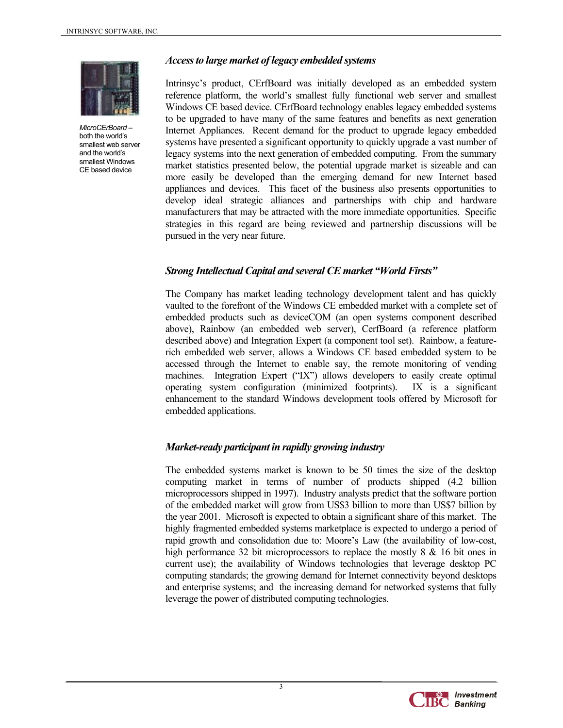*MicroCErBoard* – both the world's smallest web server and the world's smallest Windows CE based device

### *Access to large market of legacy embedded systems*

Intrinsyc's product, CErfBoard was initially developed as an embedded system reference platform, the world's smallest fully functional web server and smallest Windows CE based device. CErfBoard technology enables legacy embedded systems to be upgraded to have many of the same features and benefits as next generation Internet Appliances. Recent demand for the product to upgrade legacy embedded systems have presented a significant opportunity to quickly upgrade a vast number of legacy systems into the next generation of embedded computing. From the summary market statistics presented below, the potential upgrade market is sizeable and can more easily be developed than the emerging demand for new Internet based appliances and devices. This facet of the business also presents opportunities to develop ideal strategic alliances and partnerships with chip and hardware manufacturers that may be attracted with the more immediate opportunities. Specific strategies in this regard are being reviewed and partnership discussions will be pursued in the very near future.

### *Strong Intellectual Capital and several CE market "World Firsts"*

The Company has market leading technology development talent and has quickly vaulted to the forefront of the Windows CE embedded market with a complete set of embedded products such as deviceCOM (an open systems component described above), Rainbow (an embedded web server), CerfBoard (a reference platform described above) and Integration Expert (a component tool set). Rainbow, a feature-rich embedded web server, allows a Windows CE based embedded system to be accessed through the Internet to enable say, the remote monitoring of vending machines. Integration Expert ("IX") allows developers to easily create optimal operating system configuration (minimized footprints). IX is a significant enhancement to the standard Windows development tools offered by Microsoft for embedded applications.

### *Market-ready participant in rapidly growing industry*

The embedded systems market is known to be 50 times the size of the desktop computing market in terms of number of products shipped (4.2 billion microprocessors shipped in 1997). Industry analysts predict that the software portion of the embedded market will grow from US$3 billion to more than US$7 billion by the year 2001. Microsoft is expected to obtain a significant share of this market. The highly fragmented embedded systems marketplace is expected to undergo a period of rapid growth and consolidation due to: Moore's Law (the availability of low-cost, high performance 32 bit microprocessors to replace the mostly 8 & 16 bit ones in current use); the availability of Windows technologies that leverage desktop PC computing standards; the growing demand for Internet connectivity beyond desktops and enterprise systems; and the increasing demand for networked systems that fully leverage the power of distributed computing technologies.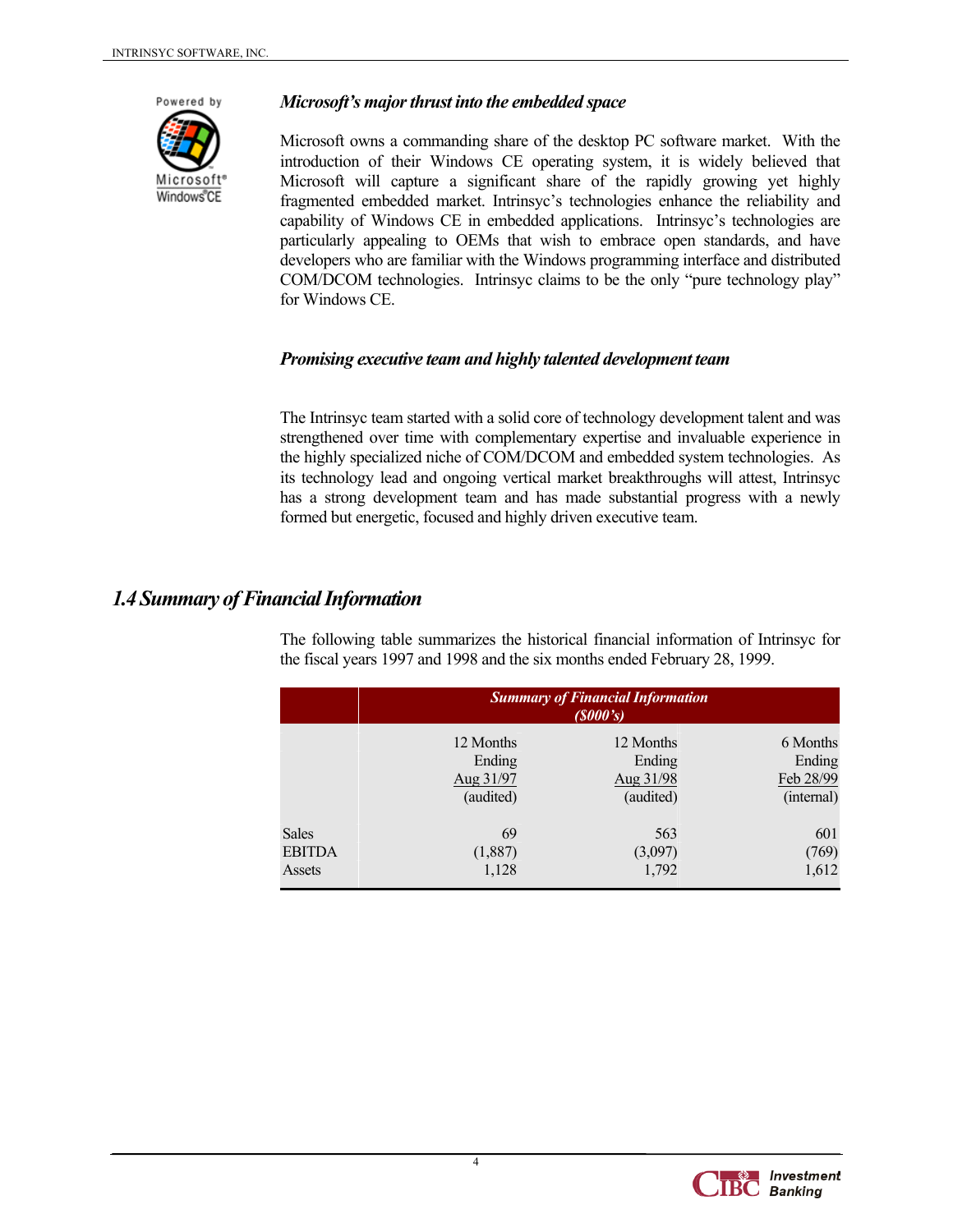### *Microsoft's major thrust into the embedded space*

Microsoft owns a commanding share of the desktop PC software market. With the introduction of their Windows CE operating system, it is widely believed that Microsoft will capture a significant share of the rapidly growing yet highly fragmented embedded market. Intrinsyc's technologies enhance the reliability and capability of Windows CE in embedded applications. Intrinsyc's technologies are particularly appealing to OEMs that wish to embrace open standards, and have developers who are familiar with the Windows programming interface and distributed COM/DCOM technologies. Intrinsyc claims to be the only "pure technology play" for Windows CE.

### *Promising executive team and highly talented development team*

The Intrinsyc team started with a solid core of technology development talent and was strengthened over time with complementary expertise and invaluable experience in the highly specialized niche of COM/DCOM and embedded system technologies. As its technology lead and ongoing vertical market breakthroughs will attest, Intrinsyc has a strong development team and has made substantial progress with a newly formed but energetic, focused and highly driven executive team.

## *1.4 Summary of Financial Information*

The following table summarizes the historical financial information of Intrinsyc for the fiscal years 1997 and 1998 and the six months ended February 28, 1999.

| | *Summary of Financial Information ($000's)* | | |
|---|---|---|---|
| | 12 Months Ending Aug 31/97 (audited) | 12 Months Ending Aug 31/98 (audited) | 6 Months Ending Feb 28/99 (internal) |
| Sales | 69 | 563 | 601 |
| EBITDA | (1,887) | (3,097) | (769) |
| Assets | 1,128 | 1,792 | 1,612 |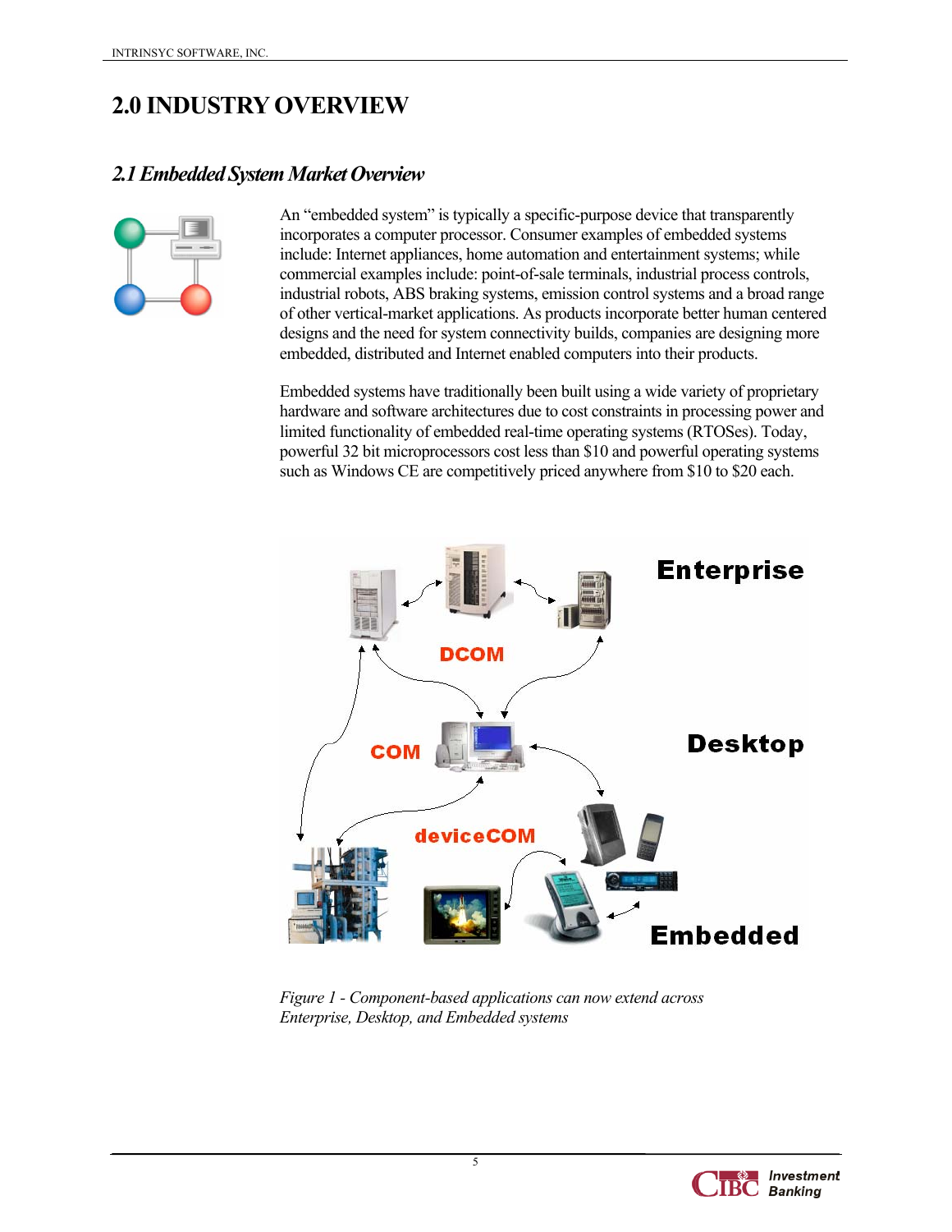# 2.0 INDUSTRY OVERVIEW

## *2.1 Embedded System Market Overview*

An "embedded system" is typically a specific-purpose device that transparently incorporates a computer processor. Consumer examples of embedded systems include: Internet appliances, home automation and entertainment systems; while commercial examples include: point-of-sale terminals, industrial process controls, industrial robots, ABS braking systems, emission control systems and a broad range of other vertical-market applications. As products incorporate better human centered designs and the need for system connectivity builds, companies are designing more embedded, distributed and Internet enabled computers into their products.

Embedded systems have traditionally been built using a wide variety of proprietary hardware and software architectures due to cost constraints in processing power and limited functionality of embedded real-time operating systems (RTOSes). Today, powerful 32 bit microprocessors cost less than $10 and powerful operating systems such as Windows CE are competitively priced anywhere from $10 to $20 each.

*Figure 1 - Component-based applications can now extend across Enterprise, Desktop, and Embedded systems*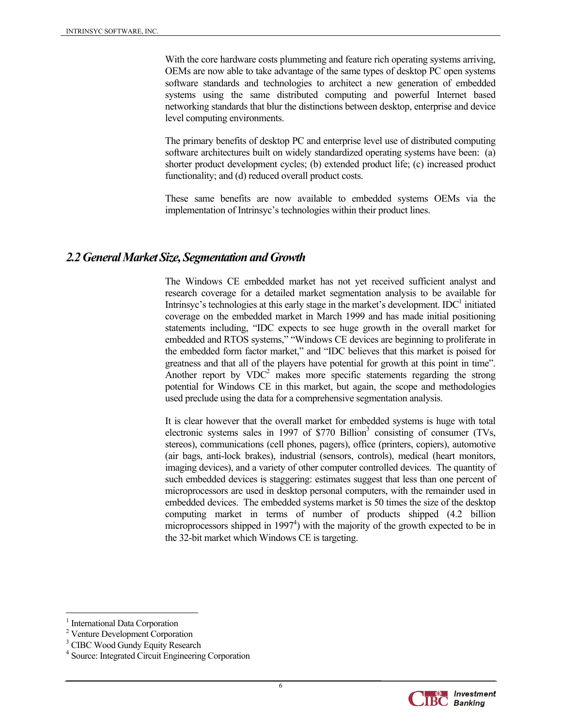With the core hardware costs plummeting and feature rich operating systems arriving, OEMs are now able to take advantage of the same types of desktop PC open systems software standards and technologies to architect a new generation of embedded systems using the same distributed computing and powerful Internet based networking standards that blur the distinctions between desktop, enterprise and device level computing environments.

The primary benefits of desktop PC and enterprise level use of distributed computing software architectures built on widely standardized operating systems have been: (a) shorter product development cycles; (b) extended product life; (c) increased product functionality; and (d) reduced overall product costs.

These same benefits are now available to embedded systems OEMs via the implementation of Intrinsyc's technologies within their product lines.

## *2.2 General Market Size, Segmentation and Growth*

The Windows CE embedded market has not yet received sufficient analyst and research coverage for a detailed market segmentation analysis to be available for Intrinsyc's technologies at this early stage in the market's development. IDC[1] initiated coverage on the embedded market in March 1999 and has made initial positioning statements including, "IDC expects to see huge growth in the overall market for embedded and RTOS systems," "Windows CE devices are beginning to proliferate in the embedded form factor market," and "IDC believes that this market is poised for greatness and that all of the players have potential for growth at this point in time". Another report by VDC[2] makes more specific statements regarding the strong potential for Windows CE in this market, but again, the scope and methodologies used preclude using the data for a comprehensive segmentation analysis.

It is clear however that the overall market for embedded systems is huge with total electronic systems sales in 1997 of $770 Billion[3] consisting of consumer (TVs, stereos), communications (cell phones, pagers), office (printers, copiers), automotive (air bags, anti-lock brakes), industrial (sensors, controls), medical (heart monitors, imaging devices), and a variety of other computer controlled devices. The quantity of such embedded devices is staggering: estimates suggest that less than one percent of microprocessors are used in desktop personal computers, with the remainder used in embedded devices. The embedded systems market is 50 times the size of the desktop computing market in terms of number of products shipped (4.2 billion microprocessors shipped in 1997[4]) with the majority of the growth expected to be in the 32-bit market which Windows CE is targeting.

---

[1] International Data Corporation

[2] Venture Development Corporation

[3] CIBC Wood Gundy Equity Research

[4] Source: Integrated Circuit Engineering Corporation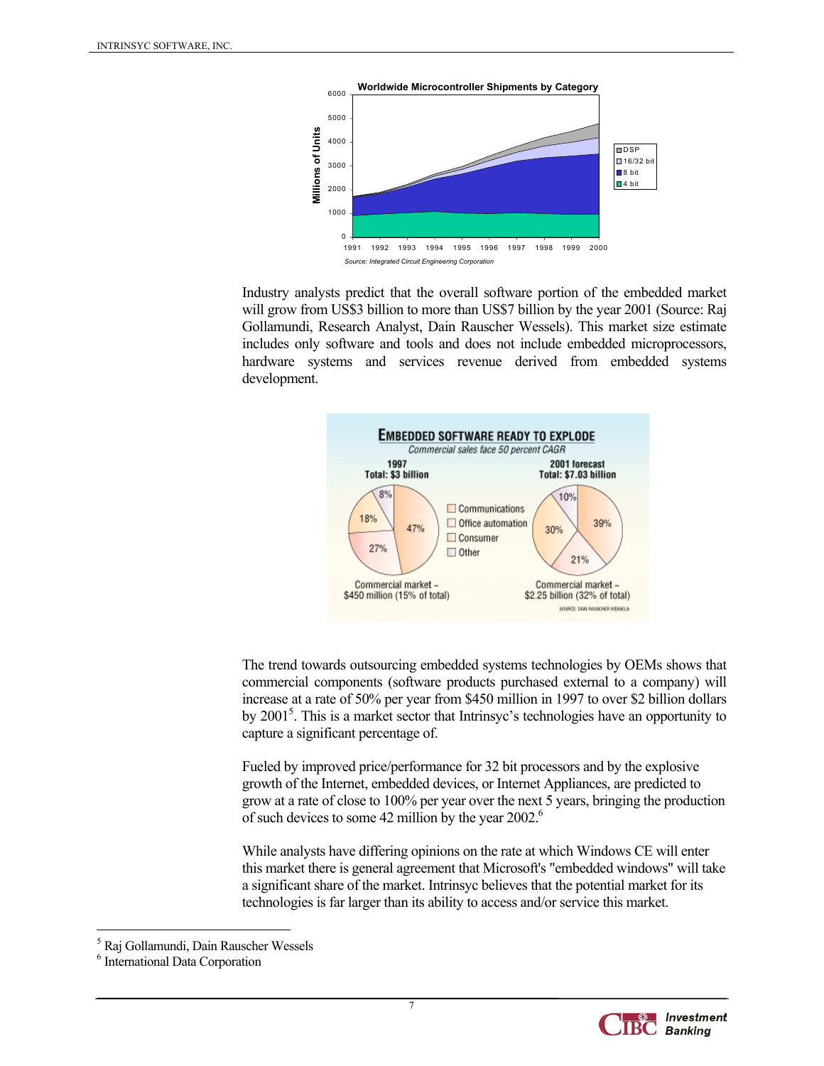**Worldwide Microcontroller Shipments by Category**

Source: Integrated Circuit Engineering Corporation

Industry analysts predict that the overall software portion of the embedded market will grow from US$3 billion to more than US$7 billion by the year 2001 (Source: Raj Gollamundi, Research Analyst, Dain Rauscher Wessels). This market size estimate includes only software and tools and does not include embedded microprocessors, hardware systems and services revenue derived from embedded systems development.

**EMBEDDED SOFTWARE READY TO EXPLODE**

*Commercial sales face 50 percent CAGR*

SOURCE: DAIN RAUSCHER WESSELS

The trend towards outsourcing embedded systems technologies by OEMs shows that commercial components (software products purchased external to a company) will increase at a rate of 50% per year from $450 million in 1997 to over $2 billion dollars by 2001[5]. This is a market sector that Intrinsyc's technologies have an opportunity to capture a significant percentage of.

Fueled by improved price/performance for 32 bit processors and by the explosive growth of the Internet, embedded devices, or Internet Appliances, are predicted to grow at a rate of close to 100% per year over the next 5 years, bringing the production of such devices to some 42 million by the year 2002.[6]

While analysts have differing opinions on the rate at which Windows CE will enter this market there is general agreement that Microsoft's "embedded windows" will take a significant share of the market. Intrinsyc believes that the potential market for its technologies is far larger than its ability to access and/or service this market.

---

[5] Raj Gollamundi, Dain Rauscher Wessels

[6] International Data Corporation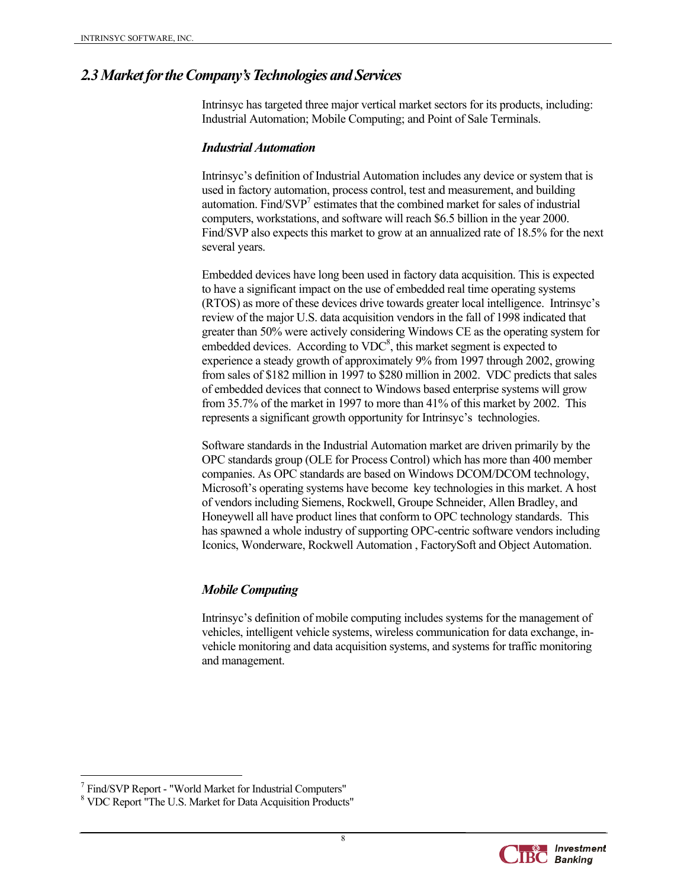## 2.3 Market for the Company's Technologies and Services

Intrinsyc has targeted three major vertical market sectors for its products, including: Industrial Automation; Mobile Computing; and Point of Sale Terminals.

### *Industrial Automation*

Intrinsyc's definition of Industrial Automation includes any device or system that is used in factory automation, process control, test and measurement, and building automation. Find/SVP[7] estimates that the combined market for sales of industrial computers, workstations, and software will reach $6.5 billion in the year 2000. Find/SVP also expects this market to grow at an annualized rate of 18.5% for the next several years.

Embedded devices have long been used in factory data acquisition. This is expected to have a significant impact on the use of embedded real time operating systems (RTOS) as more of these devices drive towards greater local intelligence. Intrinsyc's review of the major U.S. data acquisition vendors in the fall of 1998 indicated that greater than 50% were actively considering Windows CE as the operating system for embedded devices. According to VDC[8], this market segment is expected to experience a steady growth of approximately 9% from 1997 through 2002, growing from sales of $182 million in 1997 to $280 million in 2002. VDC predicts that sales of embedded devices that connect to Windows based enterprise systems will grow from 35.7% of the market in 1997 to more than 41% of this market by 2002. This represents a significant growth opportunity for Intrinsyc's technologies.

Software standards in the Industrial Automation market are driven primarily by the OPC standards group (OLE for Process Control) which has more than 400 member companies. As OPC standards are based on Windows DCOM/DCOM technology, Microsoft's operating systems have become key technologies in this market. A host of vendors including Siemens, Rockwell, Groupe Schneider, Allen Bradley, and Honeywell all have product lines that conform to OPC technology standards. This has spawned a whole industry of supporting OPC-centric software vendors including Iconics, Wonderware, Rockwell Automation , FactorySoft and Object Automation.

### *Mobile Computing*

Intrinsyc's definition of mobile computing includes systems for the management of vehicles, intelligent vehicle systems, wireless communication for data exchange, in-vehicle monitoring and data acquisition systems, and systems for traffic monitoring and management.

---

[7] Find/SVP Report - "World Market for Industrial Computers"

[8] VDC Report "The U.S. Market for Data Acquisition Products"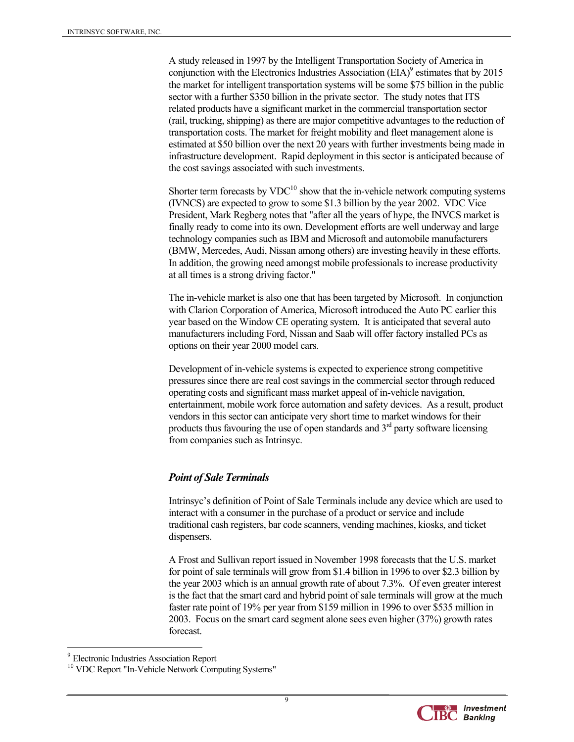A study released in 1997 by the Intelligent Transportation Society of America in conjunction with the Electronics Industries Association (EIA)[9] estimates that by 2015 the market for intelligent transportation systems will be some $75 billion in the public sector with a further $350 billion in the private sector. The study notes that ITS related products have a significant market in the commercial transportation sector (rail, trucking, shipping) as there are major competitive advantages to the reduction of transportation costs. The market for freight mobility and fleet management alone is estimated at $50 billion over the next 20 years with further investments being made in infrastructure development. Rapid deployment in this sector is anticipated because of the cost savings associated with such investments.

Shorter term forecasts by VDC[10] show that the in-vehicle network computing systems (IVNCS) are expected to grow to some $1.3 billion by the year 2002. VDC Vice President, Mark Regberg notes that "after all the years of hype, the INVCS market is finally ready to come into its own. Development efforts are well underway and large technology companies such as IBM and Microsoft and automobile manufacturers (BMW, Mercedes, Audi, Nissan among others) are investing heavily in these efforts. In addition, the growing need amongst mobile professionals to increase productivity at all times is a strong driving factor."

The in-vehicle market is also one that has been targeted by Microsoft. In conjunction with Clarion Corporation of America, Microsoft introduced the Auto PC earlier this year based on the Window CE operating system. It is anticipated that several auto manufacturers including Ford, Nissan and Saab will offer factory installed PCs as options on their year 2000 model cars.

Development of in-vehicle systems is expected to experience strong competitive pressures since there are real cost savings in the commercial sector through reduced operating costs and significant mass market appeal of in-vehicle navigation, entertainment, mobile work force automation and safety devices. As a result, product vendors in this sector can anticipate very short time to market windows for their products thus favouring the use of open standards and 3rd party software licensing from companies such as Intrinsyc.

### *Point of Sale Terminals*

Intrinsyc's definition of Point of Sale Terminals include any device which are used to interact with a consumer in the purchase of a product or service and include traditional cash registers, bar code scanners, vending machines, kiosks, and ticket dispensers.

A Frost and Sullivan report issued in November 1998 forecasts that the U.S. market for point of sale terminals will grow from $1.4 billion in 1996 to over $2.3 billion by the year 2003 which is an annual growth rate of about 7.3%. Of even greater interest is the fact that the smart card and hybrid point of sale terminals will grow at the much faster rate point of 19% per year from $159 million in 1996 to over $535 million in 2003. Focus on the smart card segment alone sees even higher (37%) growth rates forecast.

[9] Electronic Industries Association Report

[10] VDC Report "In-Vehicle Network Computing Systems"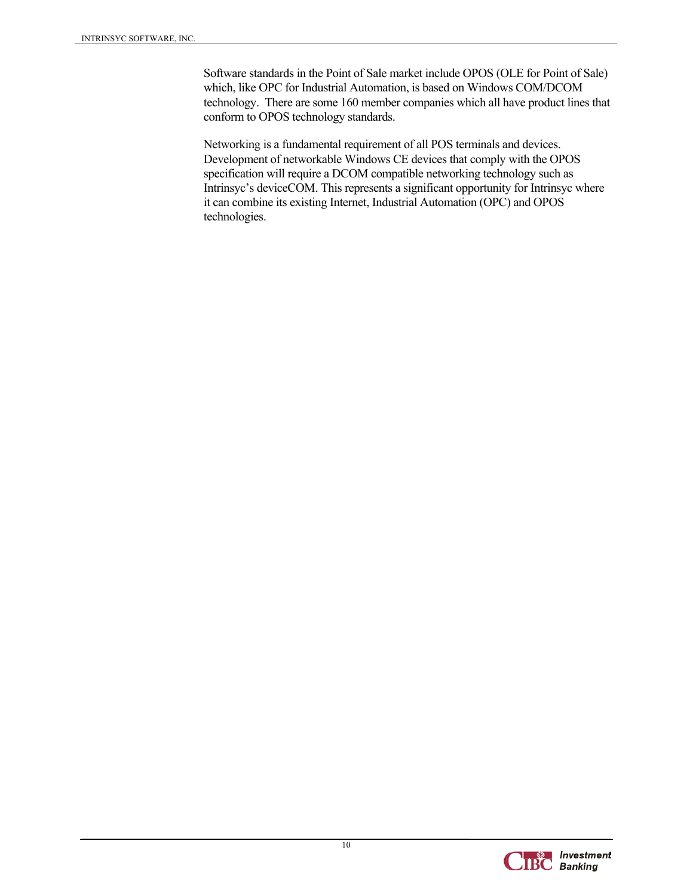Software standards in the Point of Sale market include OPOS (OLE for Point of Sale) which, like OPC for Industrial Automation, is based on Windows COM/DCOM technology. There are some 160 member companies which all have product lines that conform to OPOS technology standards.

Networking is a fundamental requirement of all POS terminals and devices. Development of networkable Windows CE devices that comply with the OPOS specification will require a DCOM compatible networking technology such as Intrinsyc's deviceCOM. This represents a significant opportunity for Intrinsyc where it can combine its existing Internet, Industrial Automation (OPC) and OPOS technologies.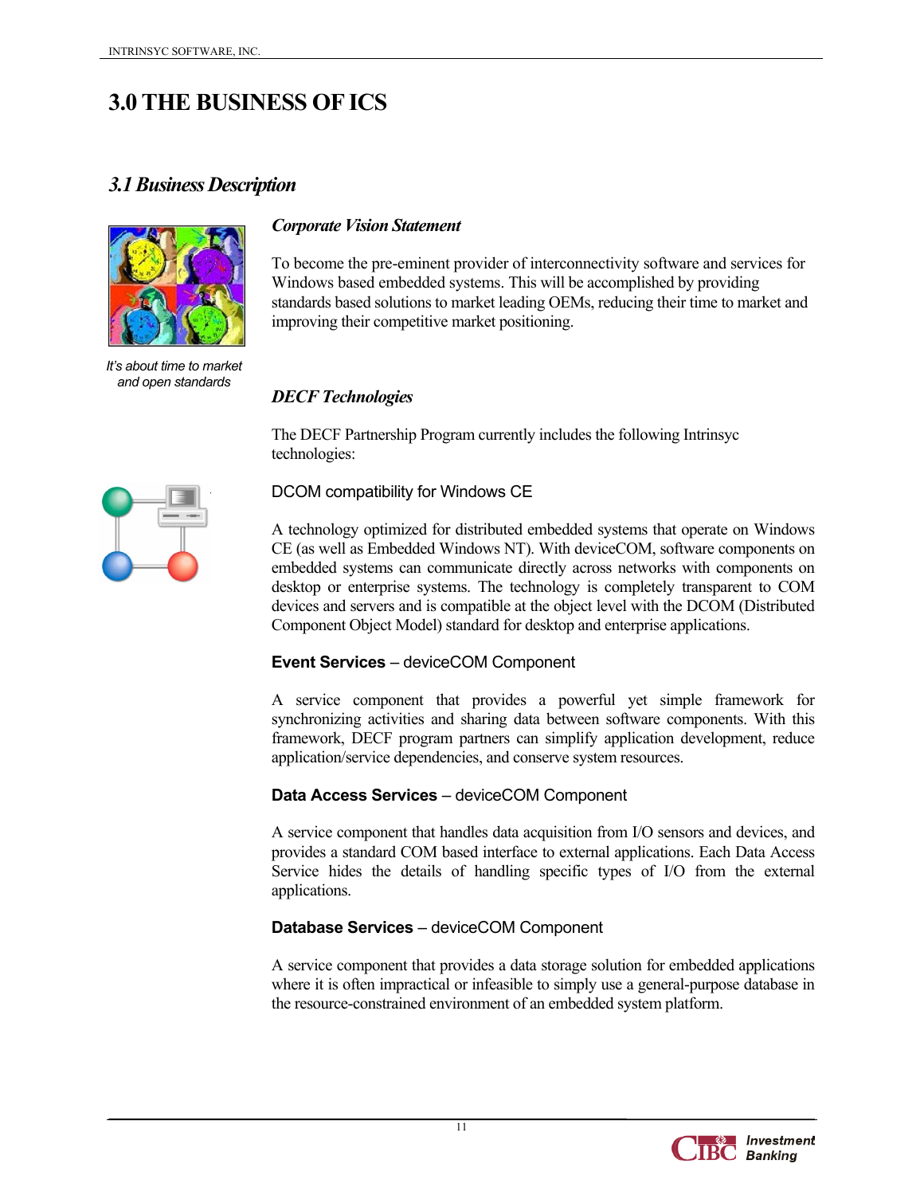# 3.0 THE BUSINESS OF ICS

## *3.1 Business Description*

*It's about time to market and open standards*

### *Corporate Vision Statement*

To become the pre-eminent provider of interconnectivity software and services for Windows based embedded systems. This will be accomplished by providing standards based solutions to market leading OEMs, reducing their time to market and improving their competitive market positioning.

### *DECF Technologies*

The DECF Partnership Program currently includes the following Intrinsyc technologies:

DCOM compatibility for Windows CE

A technology optimized for distributed embedded systems that operate on Windows CE (as well as Embedded Windows NT). With deviceCOM, software components on embedded systems can communicate directly across networks with components on desktop or enterprise systems. The technology is completely transparent to COM devices and servers and is compatible at the object level with the DCOM (Distributed Component Object Model) standard for desktop and enterprise applications.

**Event Services** – deviceCOM Component

A service component that provides a powerful yet simple framework for synchronizing activities and sharing data between software components. With this framework, DECF program partners can simplify application development, reduce application/service dependencies, and conserve system resources.

**Data Access Services** – deviceCOM Component

A service component that handles data acquisition from I/O sensors and devices, and provides a standard COM based interface to external applications. Each Data Access Service hides the details of handling specific types of I/O from the external applications.

**Database Services** – deviceCOM Component

A service component that provides a data storage solution for embedded applications where it is often impractical or infeasible to simply use a general-purpose database in the resource-constrained environment of an embedded system platform.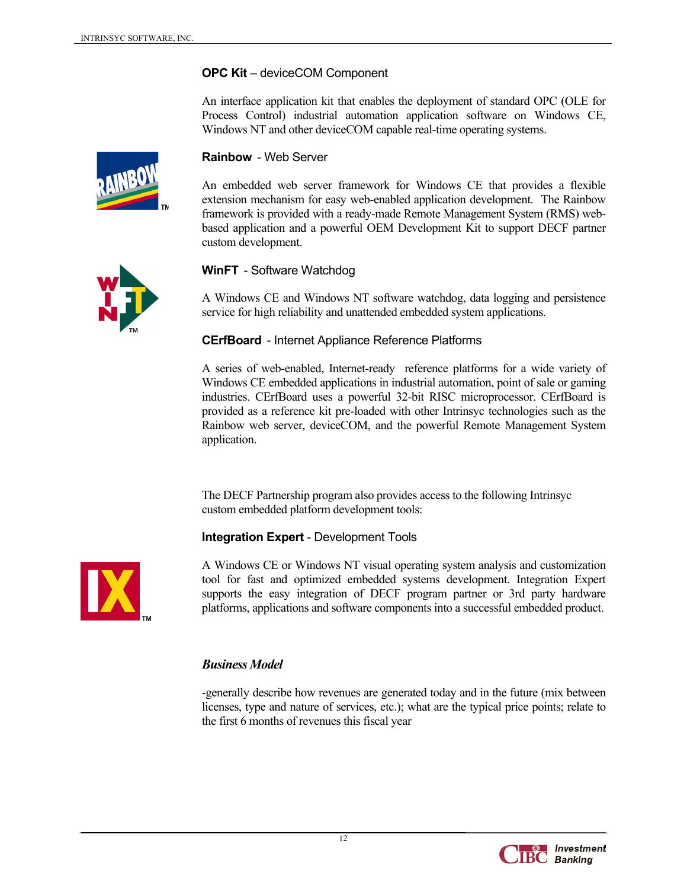**OPC Kit** – deviceCOM Component

An interface application kit that enables the deployment of standard OPC (OLE for Process Control) industrial automation application software on Windows CE, Windows NT and other deviceCOM capable real-time operating systems.

**Rainbow** - Web Server

An embedded web server framework for Windows CE that provides a flexible extension mechanism for easy web-enabled application development. The Rainbow framework is provided with a ready-made Remote Management System (RMS) web-based application and a powerful OEM Development Kit to support DECF partner custom development.

**WinFT** - Software Watchdog

A Windows CE and Windows NT software watchdog, data logging and persistence service for high reliability and unattended embedded system applications.

**CErfBoard** - Internet Appliance Reference Platforms

A series of web-enabled, Internet-ready reference platforms for a wide variety of Windows CE embedded applications in industrial automation, point of sale or gaming industries. CErfBoard uses a powerful 32-bit RISC microprocessor. CErfBoard is provided as a reference kit pre-loaded with other Intrinsyc technologies such as the Rainbow web server, deviceCOM, and the powerful Remote Management System application.

The DECF Partnership program also provides access to the following Intrinsyc custom embedded platform development tools:

**Integration Expert** - Development Tools

A Windows CE or Windows NT visual operating system analysis and customization tool for fast and optimized embedded systems development. Integration Expert supports the easy integration of DECF program partner or 3rd party hardware platforms, applications and software components into a successful embedded product.

### *Business Model*

-generally describe how revenues are generated today and in the future (mix between licenses, type and nature of services, etc.); what are the typical price points; relate to the first 6 months of revenues this fiscal year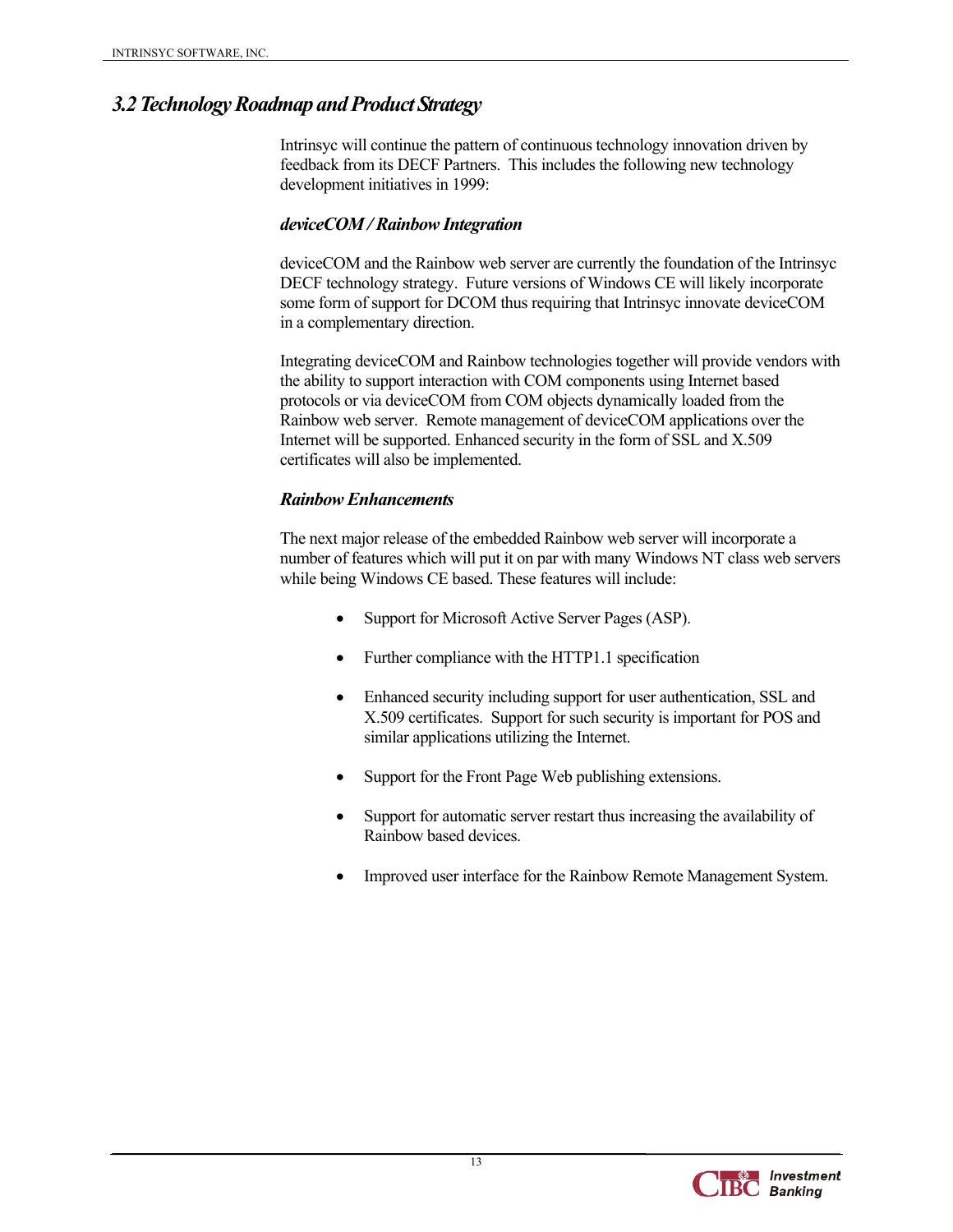## 3.2 Technology Roadmap and Product Strategy

Intrinsyc will continue the pattern of continuous technology innovation driven by feedback from its DECF Partners. This includes the following new technology development initiatives in 1999:

### *deviceCOM / Rainbow Integration*

deviceCOM and the Rainbow web server are currently the foundation of the Intrinsyc DECF technology strategy. Future versions of Windows CE will likely incorporate some form of support for DCOM thus requiring that Intrinsyc innovate deviceCOM in a complementary direction.

Integrating deviceCOM and Rainbow technologies together will provide vendors with the ability to support interaction with COM components using Internet based protocols or via deviceCOM from COM objects dynamically loaded from the Rainbow web server. Remote management of deviceCOM applications over the Internet will be supported. Enhanced security in the form of SSL and X.509 certificates will also be implemented.

### *Rainbow Enhancements*

The next major release of the embedded Rainbow web server will incorporate a number of features which will put it on par with many Windows NT class web servers while being Windows CE based. These features will include:

- Support for Microsoft Active Server Pages (ASP).
- Further compliance with the HTTP1.1 specification
- Enhanced security including support for user authentication, SSL and X.509 certificates. Support for such security is important for POS and similar applications utilizing the Internet.
- Support for the Front Page Web publishing extensions.
- Support for automatic server restart thus increasing the availability of Rainbow based devices.
- Improved user interface for the Rainbow Remote Management System.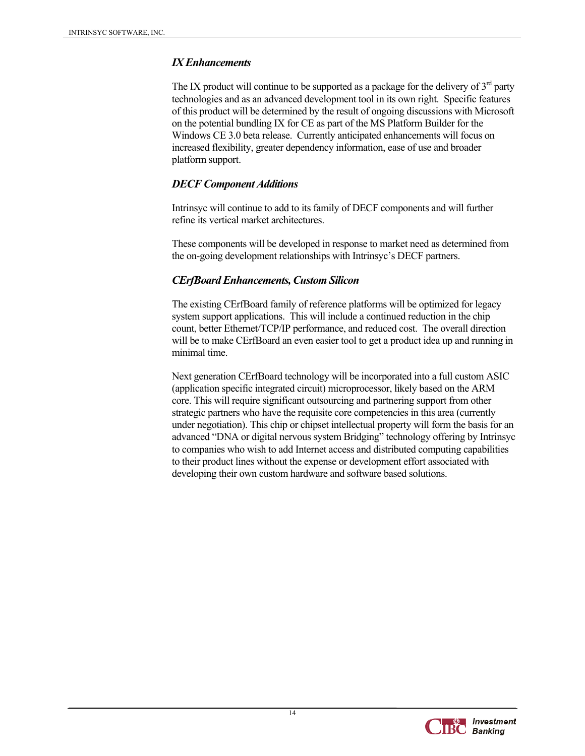### *IX Enhancements*

The IX product will continue to be supported as a package for the delivery of 3rd party technologies and as an advanced development tool in its own right. Specific features of this product will be determined by the result of ongoing discussions with Microsoft on the potential bundling IX for CE as part of the MS Platform Builder for the Windows CE 3.0 beta release. Currently anticipated enhancements will focus on increased flexibility, greater dependency information, ease of use and broader platform support.

### *DECF Component Additions*

Intrinsyc will continue to add to its family of DECF components and will further refine its vertical market architectures.

These components will be developed in response to market need as determined from the on-going development relationships with Intrinsyc's DECF partners.

### *CErfBoard Enhancements, Custom Silicon*

The existing CErfBoard family of reference platforms will be optimized for legacy system support applications. This will include a continued reduction in the chip count, better Ethernet/TCP/IP performance, and reduced cost. The overall direction will be to make CErfBoard an even easier tool to get a product idea up and running in minimal time.

Next generation CErfBoard technology will be incorporated into a full custom ASIC (application specific integrated circuit) microprocessor, likely based on the ARM core. This will require significant outsourcing and partnering support from other strategic partners who have the requisite core competencies in this area (currently under negotiation). This chip or chipset intellectual property will form the basis for an advanced "DNA or digital nervous system Bridging" technology offering by Intrinsyc to companies who wish to add Internet access and distributed computing capabilities to their product lines without the expense or development effort associated with developing their own custom hardware and software based solutions.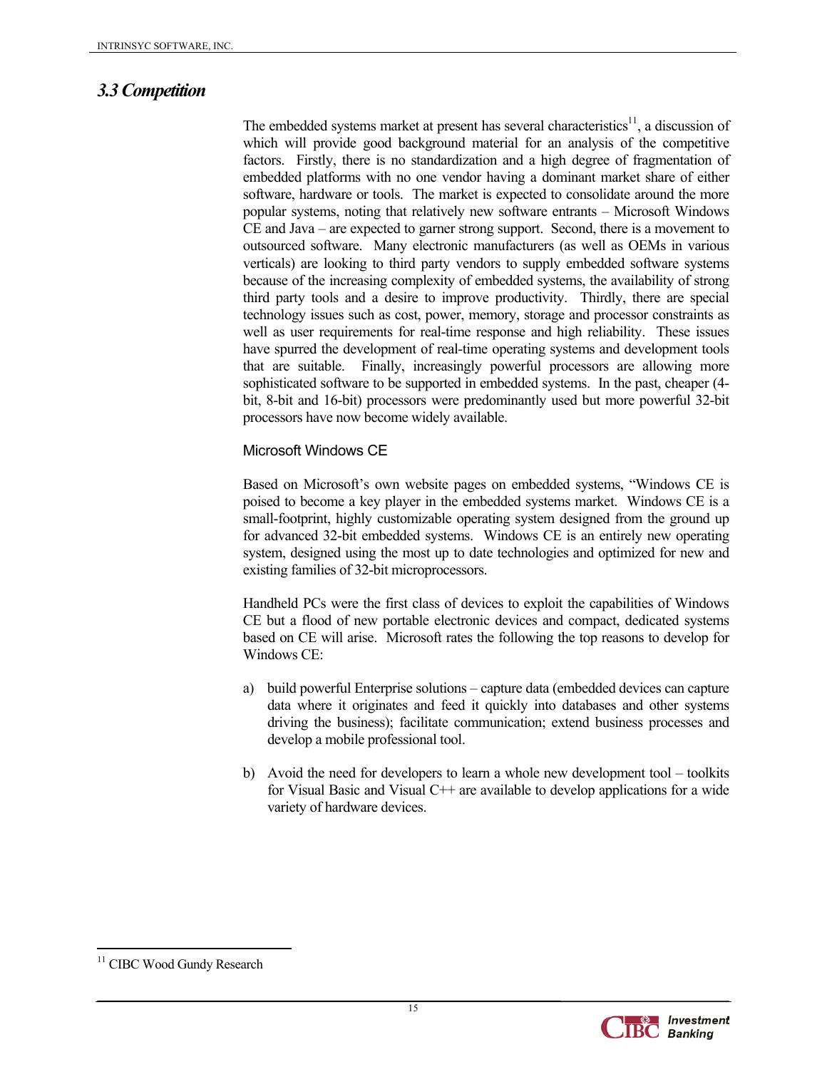## *3.3 Competition*

The embedded systems market at present has several characteristics[11], a discussion of which will provide good background material for an analysis of the competitive factors. Firstly, there is no standardization and a high degree of fragmentation of embedded platforms with no one vendor having a dominant market share of either software, hardware or tools. The market is expected to consolidate around the more popular systems, noting that relatively new software entrants – Microsoft Windows CE and Java – are expected to garner strong support. Second, there is a movement to outsourced software. Many electronic manufacturers (as well as OEMs in various verticals) are looking to third party vendors to supply embedded software systems because of the increasing complexity of embedded systems, the availability of strong third party tools and a desire to improve productivity. Thirdly, there are special technology issues such as cost, power, memory, storage and processor constraints as well as user requirements for real-time response and high reliability. These issues have spurred the development of real-time operating systems and development tools that are suitable. Finally, increasingly powerful processors are allowing more sophisticated software to be supported in embedded systems. In the past, cheaper (4-bit, 8-bit and 16-bit) processors were predominantly used but more powerful 32-bit processors have now become widely available.

### Microsoft Windows CE

Based on Microsoft's own website pages on embedded systems, "Windows CE is poised to become a key player in the embedded systems market. Windows CE is a small-footprint, highly customizable operating system designed from the ground up for advanced 32-bit embedded systems. Windows CE is an entirely new operating system, designed using the most up to date technologies and optimized for new and existing families of 32-bit microprocessors.

Handheld PCs were the first class of devices to exploit the capabilities of Windows CE but a flood of new portable electronic devices and compact, dedicated systems based on CE will arise. Microsoft rates the following the top reasons to develop for Windows CE:

a) build powerful Enterprise solutions – capture data (embedded devices can capture data where it originates and feed it quickly into databases and other systems driving the business); facilitate communication; extend business processes and develop a mobile professional tool.

b) Avoid the need for developers to learn a whole new development tool – toolkits for Visual Basic and Visual C++ are available to develop applications for a wide variety of hardware devices.

[11] CIBC Wood Gundy Research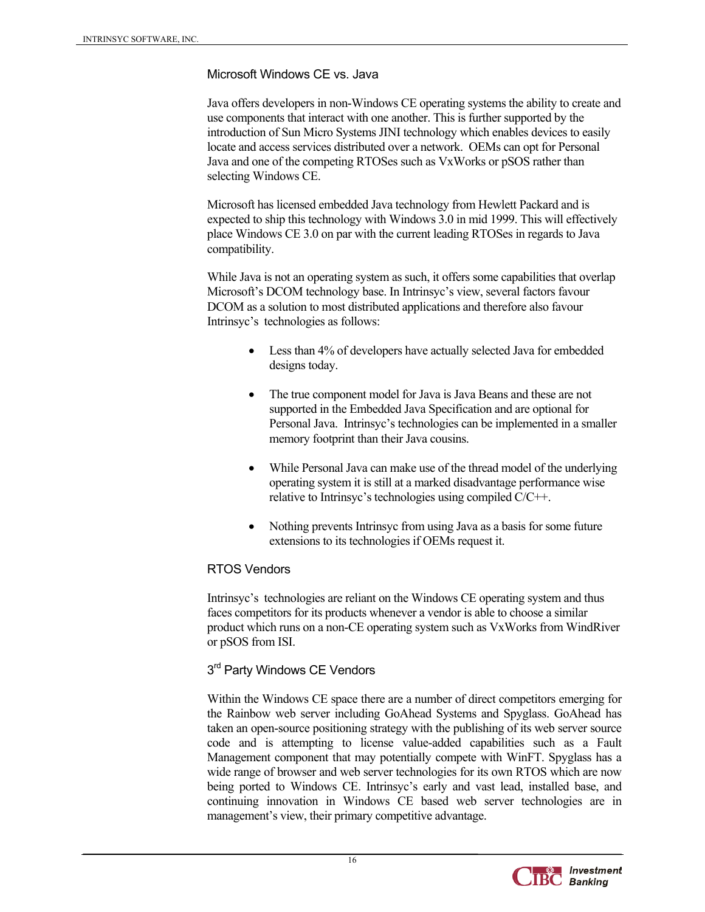## Microsoft Windows CE vs. Java

Java offers developers in non-Windows CE operating systems the ability to create and use components that interact with one another. This is further supported by the introduction of Sun Micro Systems JINI technology which enables devices to easily locate and access services distributed over a network. OEMs can opt for Personal Java and one of the competing RTOSes such as VxWorks or pSOS rather than selecting Windows CE.

Microsoft has licensed embedded Java technology from Hewlett Packard and is expected to ship this technology with Windows 3.0 in mid 1999. This will effectively place Windows CE 3.0 on par with the current leading RTOSes in regards to Java compatibility.

While Java is not an operating system as such, it offers some capabilities that overlap Microsoft's DCOM technology base. In Intrinsyc's view, several factors favour DCOM as a solution to most distributed applications and therefore also favour Intrinsyc's technologies as follows:

- Less than 4% of developers have actually selected Java for embedded designs today.
- The true component model for Java is Java Beans and these are not supported in the Embedded Java Specification and are optional for Personal Java. Intrinsyc's technologies can be implemented in a smaller memory footprint than their Java cousins.
- While Personal Java can make use of the thread model of the underlying operating system it is still at a marked disadvantage performance wise relative to Intrinsyc's technologies using compiled C/C++.
- Nothing prevents Intrinsyc from using Java as a basis for some future extensions to its technologies if OEMs request it.

## RTOS Vendors

Intrinsyc's technologies are reliant on the Windows CE operating system and thus faces competitors for its products whenever a vendor is able to choose a similar product which runs on a non-CE operating system such as VxWorks from WindRiver or pSOS from ISI.

## 3rd Party Windows CE Vendors

Within the Windows CE space there are a number of direct competitors emerging for the Rainbow web server including GoAhead Systems and Spyglass. GoAhead has taken an open-source positioning strategy with the publishing of its web server source code and is attempting to license value-added capabilities such as a Fault Management component that may potentially compete with WinFT. Spyglass has a wide range of browser and web server technologies for its own RTOS which are now being ported to Windows CE. Intrinsyc's early and vast lead, installed base, and continuing innovation in Windows CE based web server technologies are in management's view, their primary competitive advantage.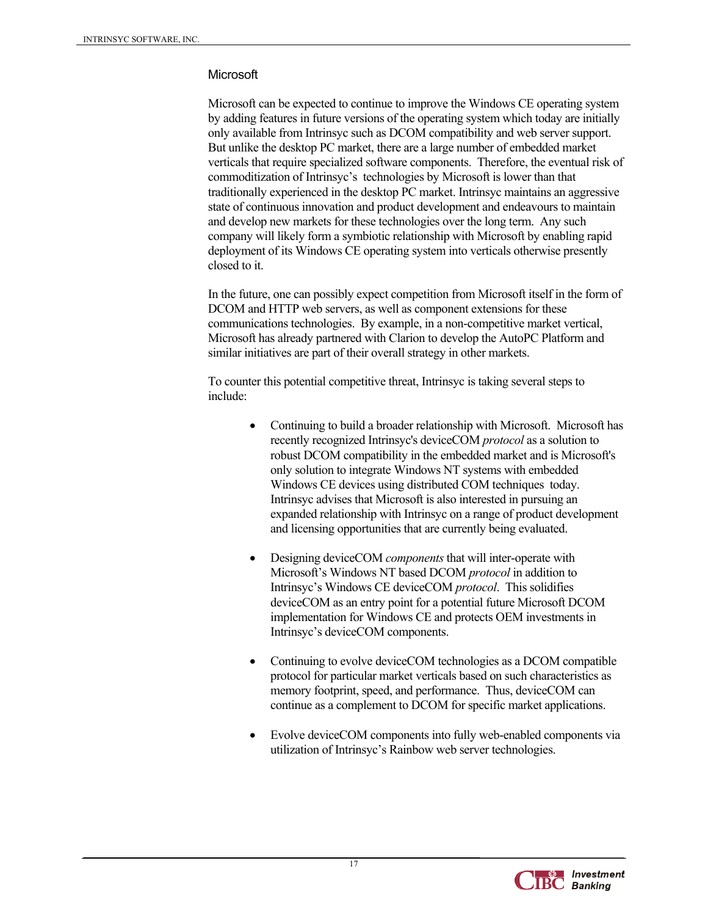### Microsoft

Microsoft can be expected to continue to improve the Windows CE operating system by adding features in future versions of the operating system which today are initially only available from Intrinsyc such as DCOM compatibility and web server support. But unlike the desktop PC market, there are a large number of embedded market verticals that require specialized software components. Therefore, the eventual risk of commoditization of Intrinsyc's technologies by Microsoft is lower than that traditionally experienced in the desktop PC market. Intrinsyc maintains an aggressive state of continuous innovation and product development and endeavours to maintain and develop new markets for these technologies over the long term. Any such company will likely form a symbiotic relationship with Microsoft by enabling rapid deployment of its Windows CE operating system into verticals otherwise presently closed to it.

In the future, one can possibly expect competition from Microsoft itself in the form of DCOM and HTTP web servers, as well as component extensions for these communications technologies. By example, in a non-competitive market vertical, Microsoft has already partnered with Clarion to develop the AutoPC Platform and similar initiatives are part of their overall strategy in other markets.

To counter this potential competitive threat, Intrinsyc is taking several steps to include:

- Continuing to build a broader relationship with Microsoft. Microsoft has recently recognized Intrinsyc's deviceCOM *protocol* as a solution to robust DCOM compatibility in the embedded market and is Microsoft's only solution to integrate Windows NT systems with embedded Windows CE devices using distributed COM techniques today. Intrinsyc advises that Microsoft is also interested in pursuing an expanded relationship with Intrinsyc on a range of product development and licensing opportunities that are currently being evaluated.

- Designing deviceCOM *components* that will inter-operate with Microsoft's Windows NT based DCOM *protocol* in addition to Intrinsyc's Windows CE deviceCOM *protocol*. This solidifies deviceCOM as an entry point for a potential future Microsoft DCOM implementation for Windows CE and protects OEM investments in Intrinsyc's deviceCOM components.

- Continuing to evolve deviceCOM technologies as a DCOM compatible protocol for particular market verticals based on such characteristics as memory footprint, speed, and performance. Thus, deviceCOM can continue as a complement to DCOM for specific market applications.

- Evolve deviceCOM components into fully web-enabled components via utilization of Intrinsyc's Rainbow web server technologies.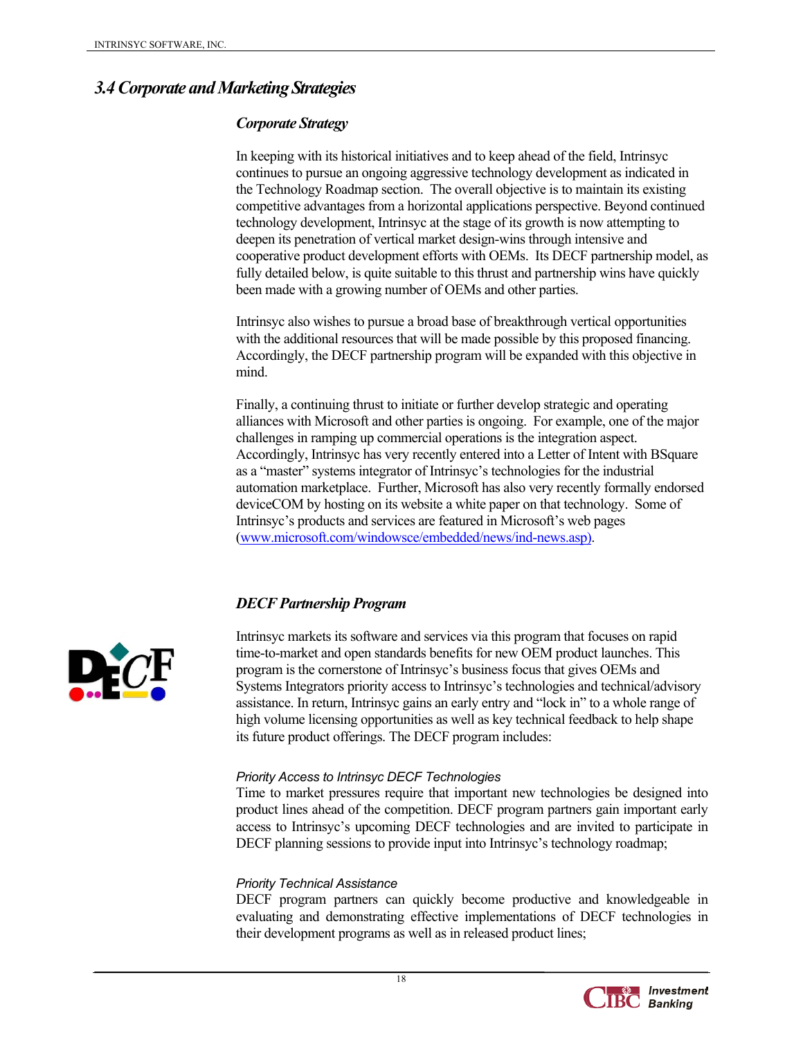## 3.4 Corporate and Marketing Strategies

### *Corporate Strategy*

In keeping with its historical initiatives and to keep ahead of the field, Intrinsyc continues to pursue an ongoing aggressive technology development as indicated in the Technology Roadmap section. The overall objective is to maintain its existing competitive advantages from a horizontal applications perspective. Beyond continued technology development, Intrinsyc at the stage of its growth is now attempting to deepen its penetration of vertical market design-wins through intensive and cooperative product development efforts with OEMs. Its DECF partnership model, as fully detailed below, is quite suitable to this thrust and partnership wins have quickly been made with a growing number of OEMs and other parties.

Intrinsyc also wishes to pursue a broad base of breakthrough vertical opportunities with the additional resources that will be made possible by this proposed financing. Accordingly, the DECF partnership program will be expanded with this objective in mind.

Finally, a continuing thrust to initiate or further develop strategic and operating alliances with Microsoft and other parties is ongoing. For example, one of the major challenges in ramping up commercial operations is the integration aspect. Accordingly, Intrinsyc has very recently entered into a Letter of Intent with BSquare as a "master" systems integrator of Intrinsyc's technologies for the industrial automation marketplace. Further, Microsoft has also very recently formally endorsed deviceCOM by hosting on its website a white paper on that technology. Some of Intrinsyc's products and services are featured in Microsoft's web pages (www.microsoft.com/windowsce/embedded/news/ind-news.asp).

### *DECF Partnership Program*

Intrinsyc markets its software and services via this program that focuses on rapid time-to-market and open standards benefits for new OEM product launches. This program is the cornerstone of Intrinsyc's business focus that gives OEMs and Systems Integrators priority access to Intrinsyc's technologies and technical/advisory assistance. In return, Intrinsyc gains an early entry and "lock in" to a whole range of high volume licensing opportunities as well as key technical feedback to help shape its future product offerings. The DECF program includes:

*Priority Access to Intrinsyc DECF Technologies*
Time to market pressures require that important new technologies be designed into product lines ahead of the competition. DECF program partners gain important early access to Intrinsyc's upcoming DECF technologies and are invited to participate in DECF planning sessions to provide input into Intrinsyc's technology roadmap;

*Priority Technical Assistance*
DECF program partners can quickly become productive and knowledgeable in evaluating and demonstrating effective implementations of DECF technologies in their development programs as well as in released product lines;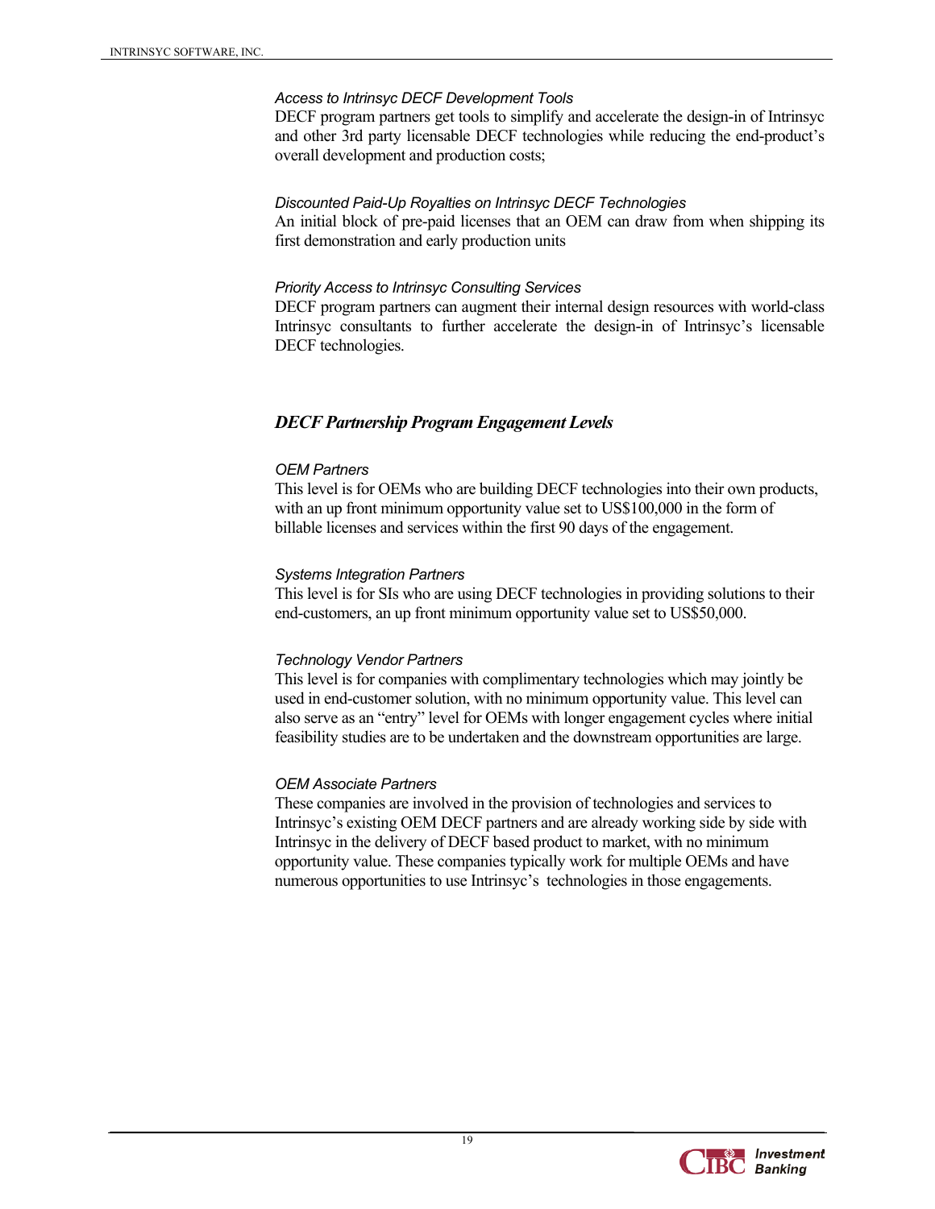*Access to Intrinsyc DECF Development Tools*
DECF program partners get tools to simplify and accelerate the design-in of Intrinsyc and other 3rd party licensable DECF technologies while reducing the end-product's overall development and production costs;

*Discounted Paid-Up Royalties on Intrinsyc DECF Technologies*
An initial block of pre-paid licenses that an OEM can draw from when shipping its first demonstration and early production units

*Priority Access to Intrinsyc Consulting Services*
DECF program partners can augment their internal design resources with world-class Intrinsyc consultants to further accelerate the design-in of Intrinsyc's licensable DECF technologies.

### *DECF Partnership Program Engagement Levels*

*OEM Partners*
This level is for OEMs who are building DECF technologies into their own products, with an up front minimum opportunity value set to US$100,000 in the form of billable licenses and services within the first 90 days of the engagement.

*Systems Integration Partners*
This level is for SIs who are using DECF technologies in providing solutions to their end-customers, an up front minimum opportunity value set to US$50,000.

*Technology Vendor Partners*
This level is for companies with complimentary technologies which may jointly be used in end-customer solution, with no minimum opportunity value. This level can also serve as an "entry" level for OEMs with longer engagement cycles where initial feasibility studies are to be undertaken and the downstream opportunities are large.

*OEM Associate Partners*
These companies are involved in the provision of technologies and services to Intrinsyc's existing OEM DECF partners and are already working side by side with Intrinsyc in the delivery of DECF based product to market, with no minimum opportunity value. These companies typically work for multiple OEMs and have numerous opportunities to use Intrinsyc's technologies in those engagements.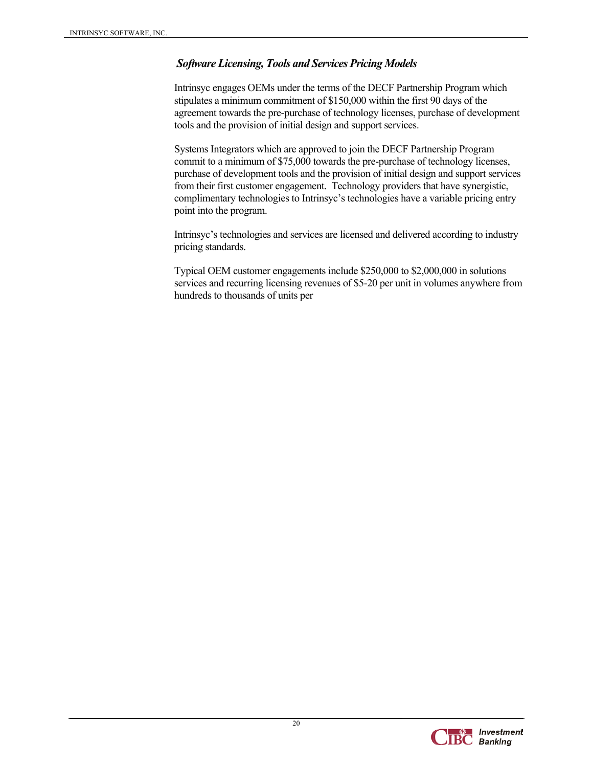### *Software Licensing, Tools and Services Pricing Models*

Intrinsyc engages OEMs under the terms of the DECF Partnership Program which stipulates a minimum commitment of $150,000 within the first 90 days of the agreement towards the pre-purchase of technology licenses, purchase of development tools and the provision of initial design and support services.

Systems Integrators which are approved to join the DECF Partnership Program commit to a minimum of $75,000 towards the pre-purchase of technology licenses, purchase of development tools and the provision of initial design and support services from their first customer engagement. Technology providers that have synergistic, complimentary technologies to Intrinsyc's technologies have a variable pricing entry point into the program.

Intrinsyc's technologies and services are licensed and delivered according to industry pricing standards.

Typical OEM customer engagements include $250,000 to $2,000,000 in solutions services and recurring licensing revenues of $5-20 per unit in volumes anywhere from hundreds to thousands of units per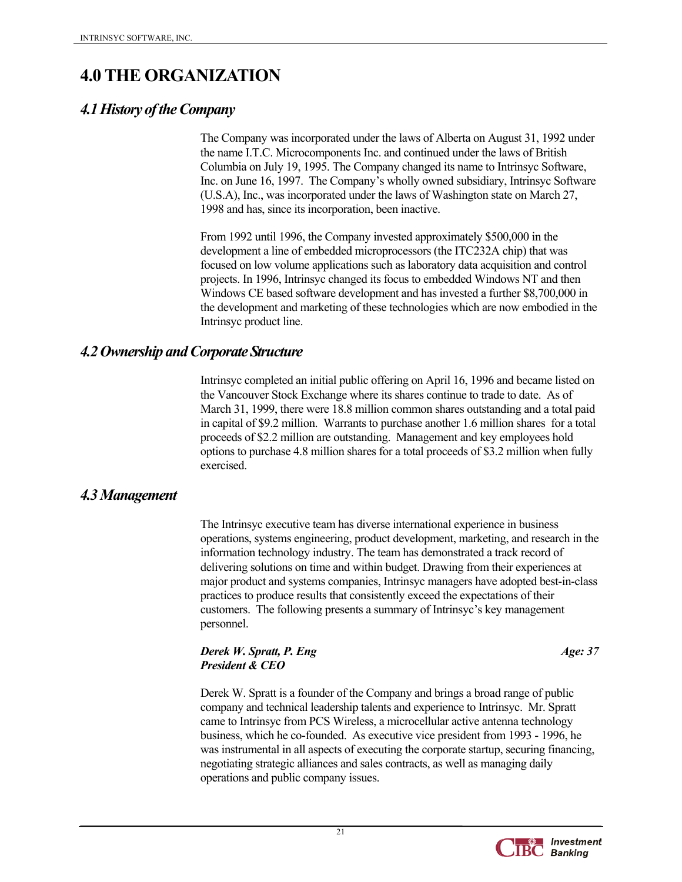# 4.0 THE ORGANIZATION

## *4.1 History of the Company*

The Company was incorporated under the laws of Alberta on August 31, 1992 under the name I.T.C. Microcomponents Inc. and continued under the laws of British Columbia on July 19, 1995. The Company changed its name to Intrinsyc Software, Inc. on June 16, 1997. The Company's wholly owned subsidiary, Intrinsyc Software (U.S.A), Inc., was incorporated under the laws of Washington state on March 27, 1998 and has, since its incorporation, been inactive.

From 1992 until 1996, the Company invested approximately $500,000 in the development a line of embedded microprocessors (the ITC232A chip) that was focused on low volume applications such as laboratory data acquisition and control projects. In 1996, Intrinsyc changed its focus to embedded Windows NT and then Windows CE based software development and has invested a further $8,700,000 in the development and marketing of these technologies which are now embodied in the Intrinsyc product line.

## *4.2 Ownership and Corporate Structure*

Intrinsyc completed an initial public offering on April 16, 1996 and became listed on the Vancouver Stock Exchange where its shares continue to trade to date. As of March 31, 1999, there were 18.8 million common shares outstanding and a total paid in capital of $9.2 million. Warrants to purchase another 1.6 million shares for a total proceeds of $2.2 million are outstanding. Management and key employees hold options to purchase 4.8 million shares for a total proceeds of $3.2 million when fully exercised.

## *4.3 Management*

The Intrinsyc executive team has diverse international experience in business operations, systems engineering, product development, marketing, and research in the information technology industry. The team has demonstrated a track record of delivering solutions on time and within budget. Drawing from their experiences at major product and systems companies, Intrinsyc managers have adopted best-in-class practices to produce results that consistently exceed the expectations of their customers. The following presents a summary of Intrinsyc's key management personnel.

***Derek W. Spratt, P. Eng*** — ***Age: 37***
***President & CEO***

Derek W. Spratt is a founder of the Company and brings a broad range of public company and technical leadership talents and experience to Intrinsyc. Mr. Spratt came to Intrinsyc from PCS Wireless, a microcellular active antenna technology business, which he co-founded. As executive vice president from 1993 - 1996, he was instrumental in all aspects of executing the corporate startup, securing financing, negotiating strategic alliances and sales contracts, as well as managing daily operations and public company issues.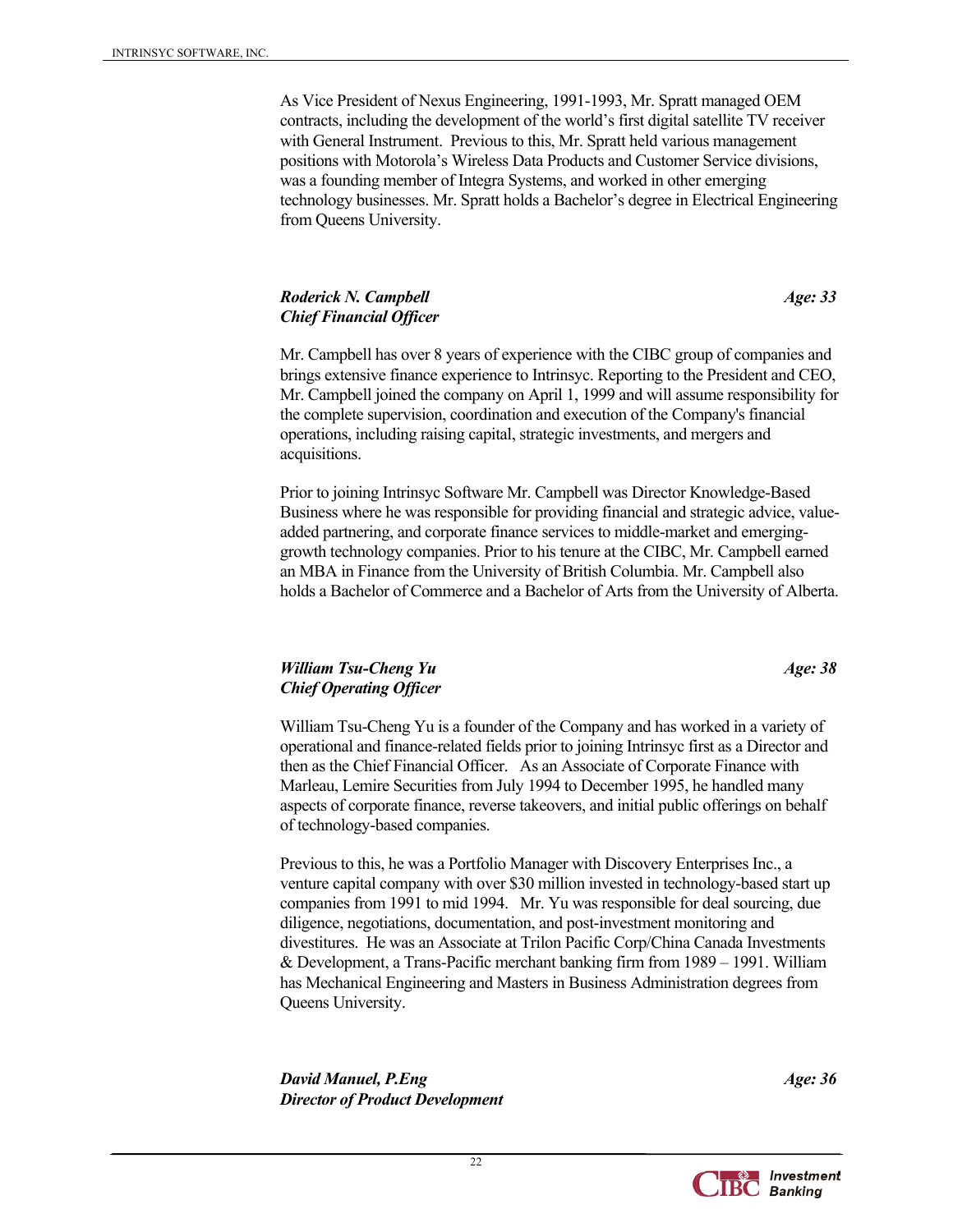As Vice President of Nexus Engineering, 1991-1993, Mr. Spratt managed OEM contracts, including the development of the world's first digital satellite TV receiver with General Instrument. Previous to this, Mr. Spratt held various management positions with Motorola's Wireless Data Products and Customer Service divisions, was a founding member of Integra Systems, and worked in other emerging technology businesses. Mr. Spratt holds a Bachelor's degree in Electrical Engineering from Queens University.

***Roderick N. Campbell*** ***Age: 33***
***Chief Financial Officer***

Mr. Campbell has over 8 years of experience with the CIBC group of companies and brings extensive finance experience to Intrinsyc. Reporting to the President and CEO, Mr. Campbell joined the company on April 1, 1999 and will assume responsibility for the complete supervision, coordination and execution of the Company's financial operations, including raising capital, strategic investments, and mergers and acquisitions.

Prior to joining Intrinsyc Software Mr. Campbell was Director Knowledge-Based Business where he was responsible for providing financial and strategic advice, value-added partnering, and corporate finance services to middle-market and emerging-growth technology companies. Prior to his tenure at the CIBC, Mr. Campbell earned an MBA in Finance from the University of British Columbia. Mr. Campbell also holds a Bachelor of Commerce and a Bachelor of Arts from the University of Alberta.

***William Tsu-Cheng Yu*** ***Age: 38***
***Chief Operating Officer***

William Tsu-Cheng Yu is a founder of the Company and has worked in a variety of operational and finance-related fields prior to joining Intrinsyc first as a Director and then as the Chief Financial Officer. As an Associate of Corporate Finance with Marleau, Lemire Securities from July 1994 to December 1995, he handled many aspects of corporate finance, reverse takeovers, and initial public offerings on behalf of technology-based companies.

Previous to this, he was a Portfolio Manager with Discovery Enterprises Inc., a venture capital company with over $30 million invested in technology-based start up companies from 1991 to mid 1994. Mr. Yu was responsible for deal sourcing, due diligence, negotiations, documentation, and post-investment monitoring and divestitures. He was an Associate at Trilon Pacific Corp/China Canada Investments & Development, a Trans-Pacific merchant banking firm from 1989 – 1991. William has Mechanical Engineering and Masters in Business Administration degrees from Queens University.

***David Manuel, P.Eng*** ***Age: 36***
***Director of Product Development***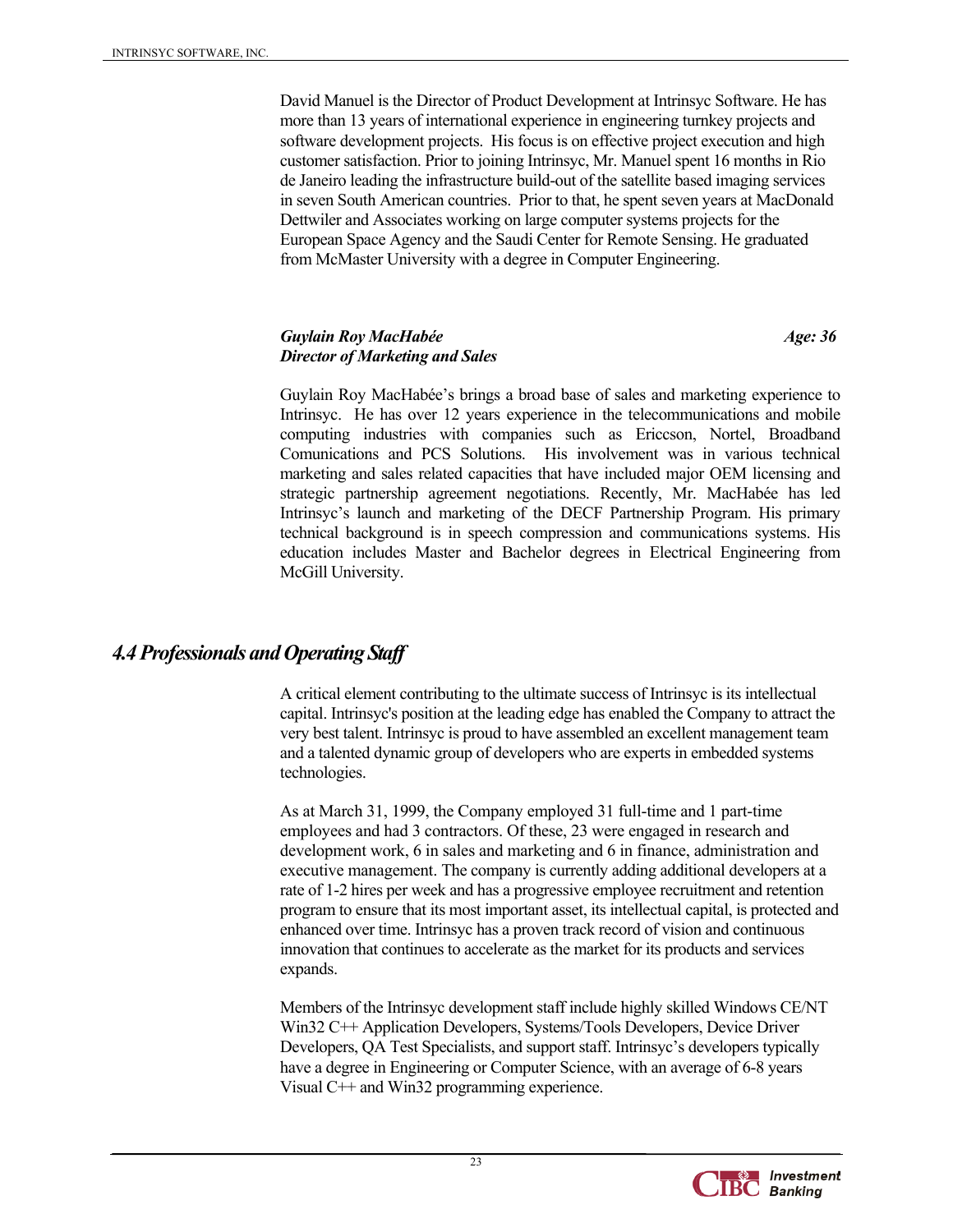David Manuel is the Director of Product Development at Intrinsyc Software. He has more than 13 years of international experience in engineering turnkey projects and software development projects. His focus is on effective project execution and high customer satisfaction. Prior to joining Intrinsyc, Mr. Manuel spent 16 months in Rio de Janeiro leading the infrastructure build-out of the satellite based imaging services in seven South American countries. Prior to that, he spent seven years at MacDonald Dettwiler and Associates working on large computer systems projects for the European Space Agency and the Saudi Center for Remote Sensing. He graduated from McMaster University with a degree in Computer Engineering.

***Guylain Roy MacHabée*** ***Age: 36***
***Director of Marketing and Sales***

Guylain Roy MacHabée's brings a broad base of sales and marketing experience to Intrinsyc. He has over 12 years experience in the telecommunications and mobile computing industries with companies such as Ericcson, Nortel, Broadband Comunications and PCS Solutions. His involvement was in various technical marketing and sales related capacities that have included major OEM licensing and strategic partnership agreement negotiations. Recently, Mr. MacHabée has led Intrinsyc's launch and marketing of the DECF Partnership Program. His primary technical background is in speech compression and communications systems. His education includes Master and Bachelor degrees in Electrical Engineering from McGill University.

## 4.4 Professionals and Operating Staff

A critical element contributing to the ultimate success of Intrinsyc is its intellectual capital. Intrinsyc's position at the leading edge has enabled the Company to attract the very best talent. Intrinsyc is proud to have assembled an excellent management team and a talented dynamic group of developers who are experts in embedded systems technologies.

As at March 31, 1999, the Company employed 31 full-time and 1 part-time employees and had 3 contractors. Of these, 23 were engaged in research and development work, 6 in sales and marketing and 6 in finance, administration and executive management. The company is currently adding additional developers at a rate of 1-2 hires per week and has a progressive employee recruitment and retention program to ensure that its most important asset, its intellectual capital, is protected and enhanced over time. Intrinsyc has a proven track record of vision and continuous innovation that continues to accelerate as the market for its products and services expands.

Members of the Intrinsyc development staff include highly skilled Windows CE/NT Win32 C++ Application Developers, Systems/Tools Developers, Device Driver Developers, QA Test Specialists, and support staff. Intrinsyc's developers typically have a degree in Engineering or Computer Science, with an average of 6-8 years Visual C++ and Win32 programming experience.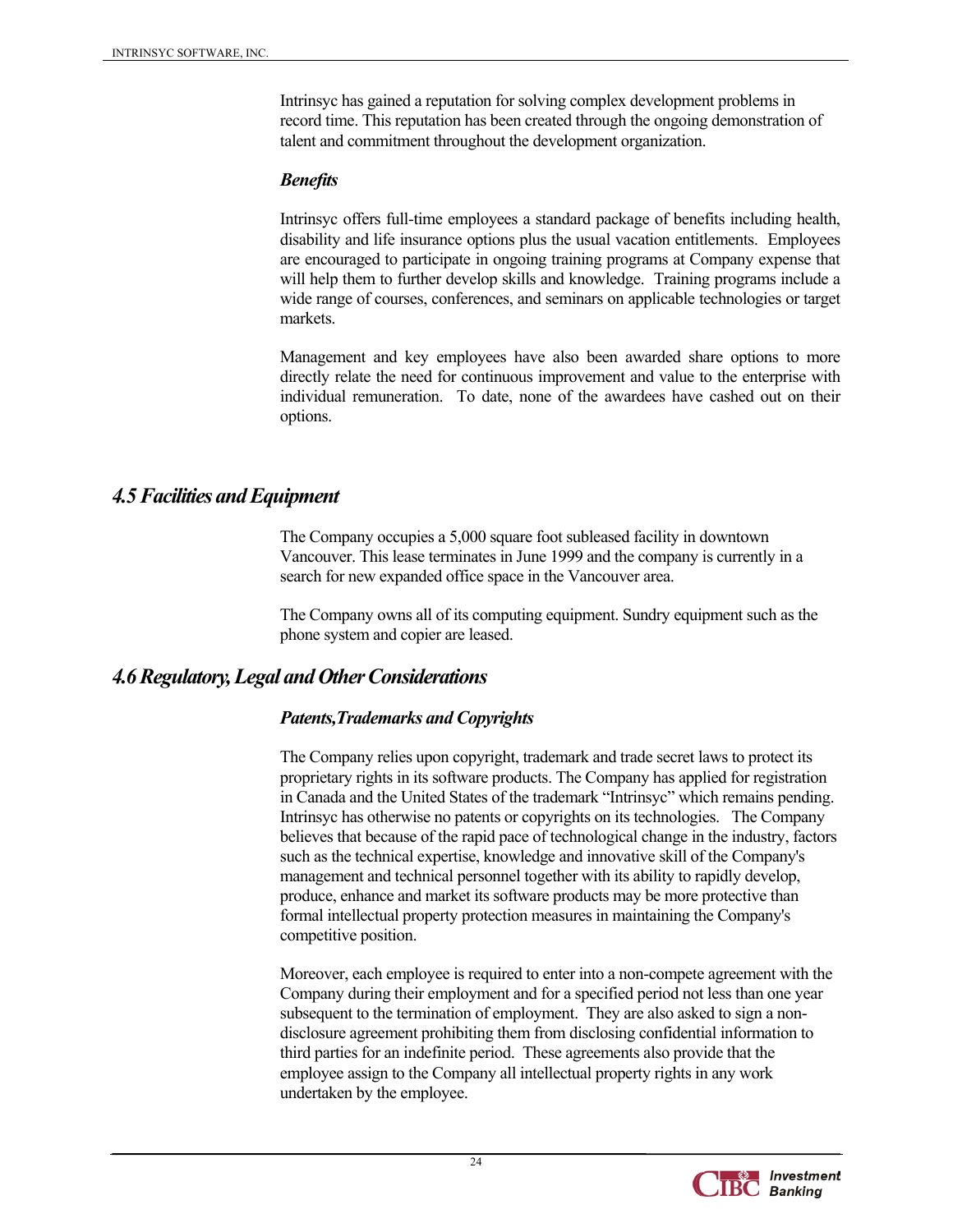Intrinsyc has gained a reputation for solving complex development problems in record time. This reputation has been created through the ongoing demonstration of talent and commitment throughout the development organization.

### *Benefits*

Intrinsyc offers full-time employees a standard package of benefits including health, disability and life insurance options plus the usual vacation entitlements. Employees are encouraged to participate in ongoing training programs at Company expense that will help them to further develop skills and knowledge. Training programs include a wide range of courses, conferences, and seminars on applicable technologies or target markets.

Management and key employees have also been awarded share options to more directly relate the need for continuous improvement and value to the enterprise with individual remuneration. To date, none of the awardees have cashed out on their options.

## *4.5 Facilities and Equipment*

The Company occupies a 5,000 square foot subleased facility in downtown Vancouver. This lease terminates in June 1999 and the company is currently in a search for new expanded office space in the Vancouver area.

The Company owns all of its computing equipment. Sundry equipment such as the phone system and copier are leased.

## *4.6 Regulatory, Legal and Other Considerations*

### *Patents,Trademarks and Copyrights*

The Company relies upon copyright, trademark and trade secret laws to protect its proprietary rights in its software products. The Company has applied for registration in Canada and the United States of the trademark "Intrinsyc" which remains pending. Intrinsyc has otherwise no patents or copyrights on its technologies. The Company believes that because of the rapid pace of technological change in the industry, factors such as the technical expertise, knowledge and innovative skill of the Company's management and technical personnel together with its ability to rapidly develop, produce, enhance and market its software products may be more protective than formal intellectual property protection measures in maintaining the Company's competitive position.

Moreover, each employee is required to enter into a non-compete agreement with the Company during their employment and for a specified period not less than one year subsequent to the termination of employment. They are also asked to sign a non-disclosure agreement prohibiting them from disclosing confidential information to third parties for an indefinite period. These agreements also provide that the employee assign to the Company all intellectual property rights in any work undertaken by the employee.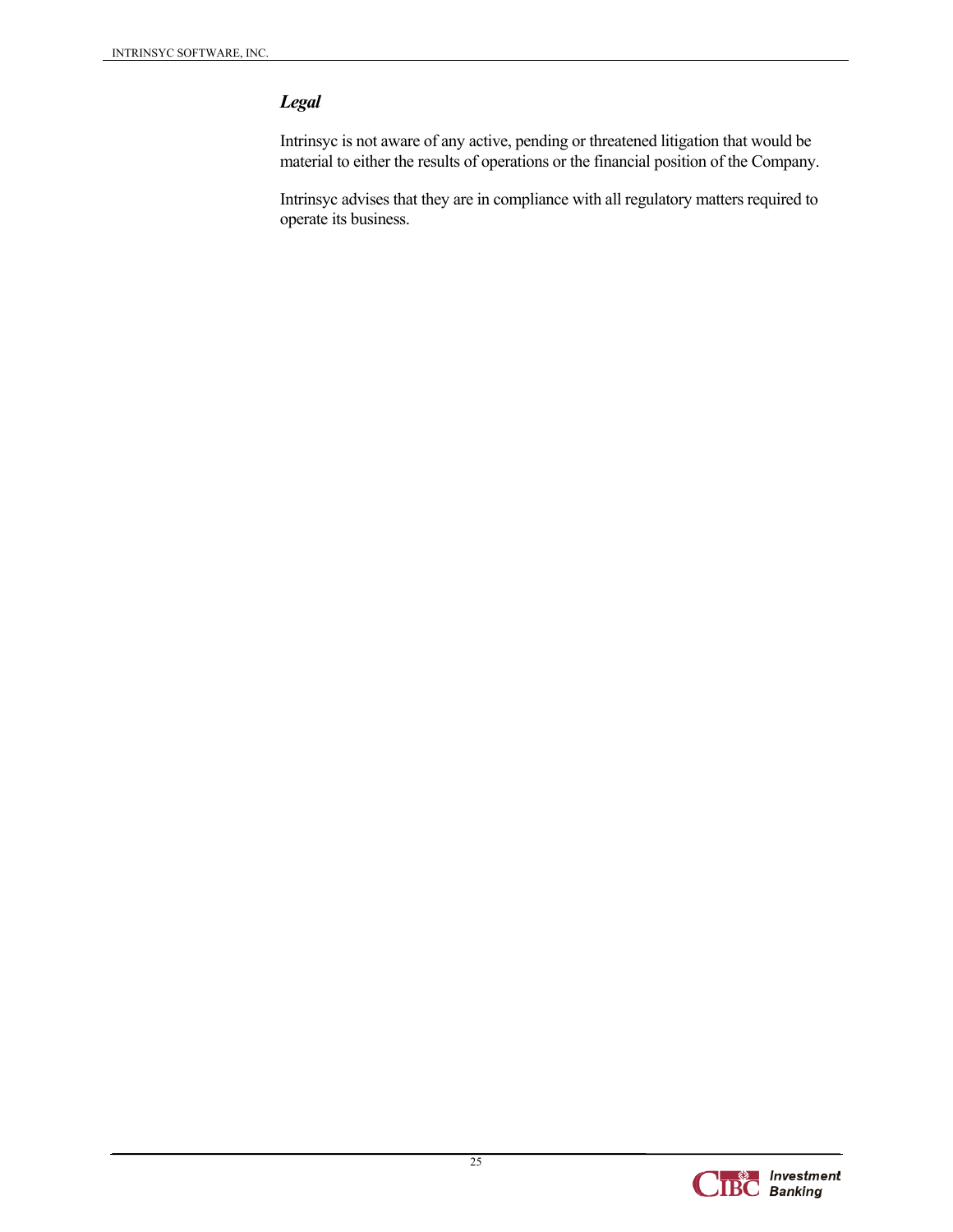### *Legal*

Intrinsyc is not aware of any active, pending or threatened litigation that would be material to either the results of operations or the financial position of the Company.

Intrinsyc advises that they are in compliance with all regulatory matters required to operate its business.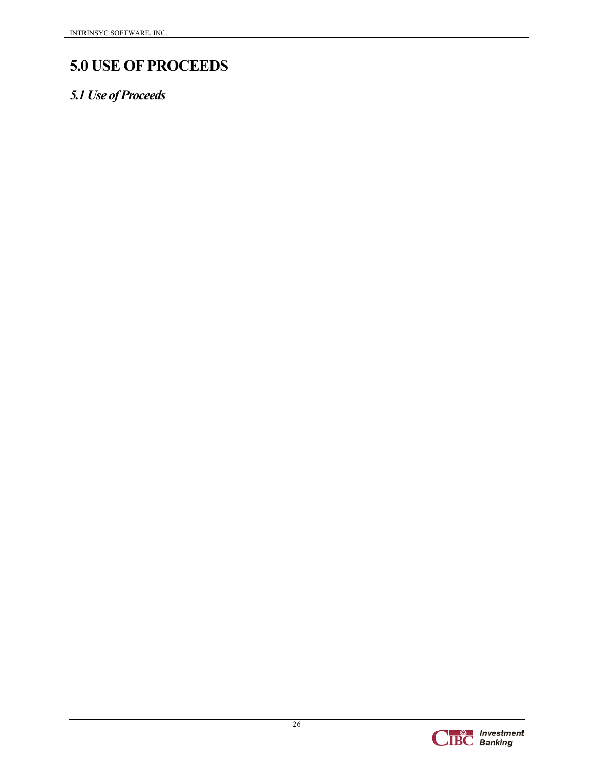# 5.0 USE OF PROCEEDS

## *5.1 Use of Proceeds*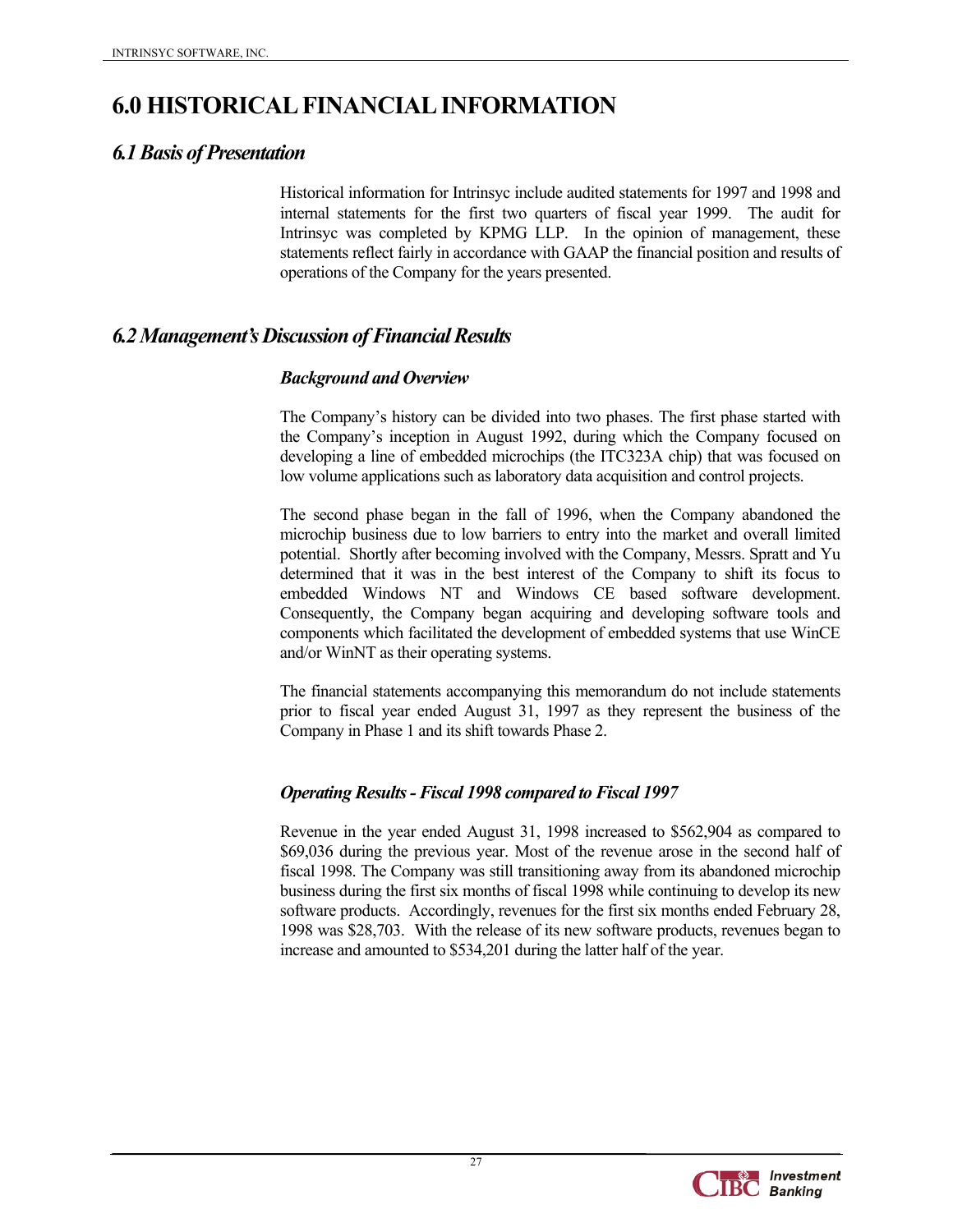# 6.0 HISTORICAL FINANCIAL INFORMATION

## *6.1 Basis of Presentation*

Historical information for Intrinsyc include audited statements for 1997 and 1998 and internal statements for the first two quarters of fiscal year 1999. The audit for Intrinsyc was completed by KPMG LLP. In the opinion of management, these statements reflect fairly in accordance with GAAP the financial position and results of operations of the Company for the years presented.

## *6.2 Management's Discussion of Financial Results*

### *Background and Overview*

The Company's history can be divided into two phases. The first phase started with the Company's inception in August 1992, during which the Company focused on developing a line of embedded microchips (the ITC323A chip) that was focused on low volume applications such as laboratory data acquisition and control projects.

The second phase began in the fall of 1996, when the Company abandoned the microchip business due to low barriers to entry into the market and overall limited potential. Shortly after becoming involved with the Company, Messrs. Spratt and Yu determined that it was in the best interest of the Company to shift its focus to embedded Windows NT and Windows CE based software development. Consequently, the Company began acquiring and developing software tools and components which facilitated the development of embedded systems that use WinCE and/or WinNT as their operating systems.

The financial statements accompanying this memorandum do not include statements prior to fiscal year ended August 31, 1997 as they represent the business of the Company in Phase 1 and its shift towards Phase 2.

### *Operating Results - Fiscal 1998 compared to Fiscal 1997*

Revenue in the year ended August 31, 1998 increased to $562,904 as compared to $69,036 during the previous year. Most of the revenue arose in the second half of fiscal 1998. The Company was still transitioning away from its abandoned microchip business during the first six months of fiscal 1998 while continuing to develop its new software products. Accordingly, revenues for the first six months ended February 28, 1998 was $28,703. With the release of its new software products, revenues began to increase and amounted to $534,201 during the latter half of the year.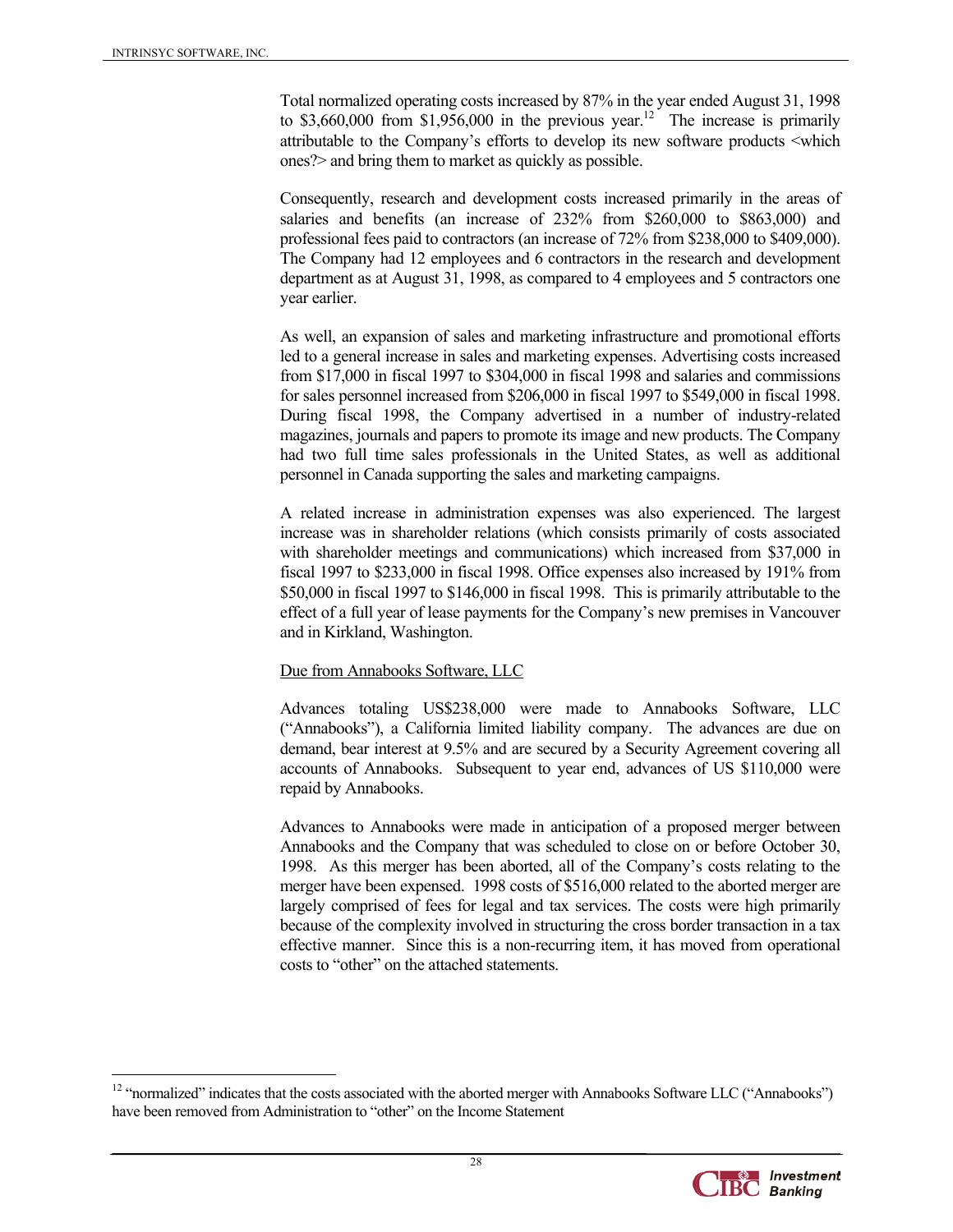Total normalized operating costs increased by 87% in the year ended August 31, 1998 to $3,660,000 from $1,956,000 in the previous year.[12] The increase is primarily attributable to the Company's efforts to develop its new software products <which ones?> and bring them to market as quickly as possible.

Consequently, research and development costs increased primarily in the areas of salaries and benefits (an increase of 232% from $260,000 to $863,000) and professional fees paid to contractors (an increase of 72% from $238,000 to $409,000). The Company had 12 employees and 6 contractors in the research and development department as at August 31, 1998, as compared to 4 employees and 5 contractors one year earlier.

As well, an expansion of sales and marketing infrastructure and promotional efforts led to a general increase in sales and marketing expenses. Advertising costs increased from $17,000 in fiscal 1997 to $304,000 in fiscal 1998 and salaries and commissions for sales personnel increased from $206,000 in fiscal 1997 to $549,000 in fiscal 1998. During fiscal 1998, the Company advertised in a number of industry-related magazines, journals and papers to promote its image and new products. The Company had two full time sales professionals in the United States, as well as additional personnel in Canada supporting the sales and marketing campaigns.

A related increase in administration expenses was also experienced. The largest increase was in shareholder relations (which consists primarily of costs associated with shareholder meetings and communications) which increased from $37,000 in fiscal 1997 to $233,000 in fiscal 1998. Office expenses also increased by 191% from $50,000 in fiscal 1997 to $146,000 in fiscal 1998. This is primarily attributable to the effect of a full year of lease payments for the Company's new premises in Vancouver and in Kirkland, Washington.

<u>Due from Annabooks Software, LLC</u>

Advances totaling US$238,000 were made to Annabooks Software, LLC ("Annabooks"), a California limited liability company. The advances are due on demand, bear interest at 9.5% and are secured by a Security Agreement covering all accounts of Annabooks. Subsequent to year end, advances of US $110,000 were repaid by Annabooks.

Advances to Annabooks were made in anticipation of a proposed merger between Annabooks and the Company that was scheduled to close on or before October 30, 1998. As this merger has been aborted, all of the Company's costs relating to the merger have been expensed. 1998 costs of $516,000 related to the aborted merger are largely comprised of fees for legal and tax services. The costs were high primarily because of the complexity involved in structuring the cross border transaction in a tax effective manner. Since this is a non-recurring item, it has moved from operational costs to "other" on the attached statements.

---

[12] "normalized" indicates that the costs associated with the aborted merger with Annabooks Software LLC ("Annabooks") have been removed from Administration to "other" on the Income Statement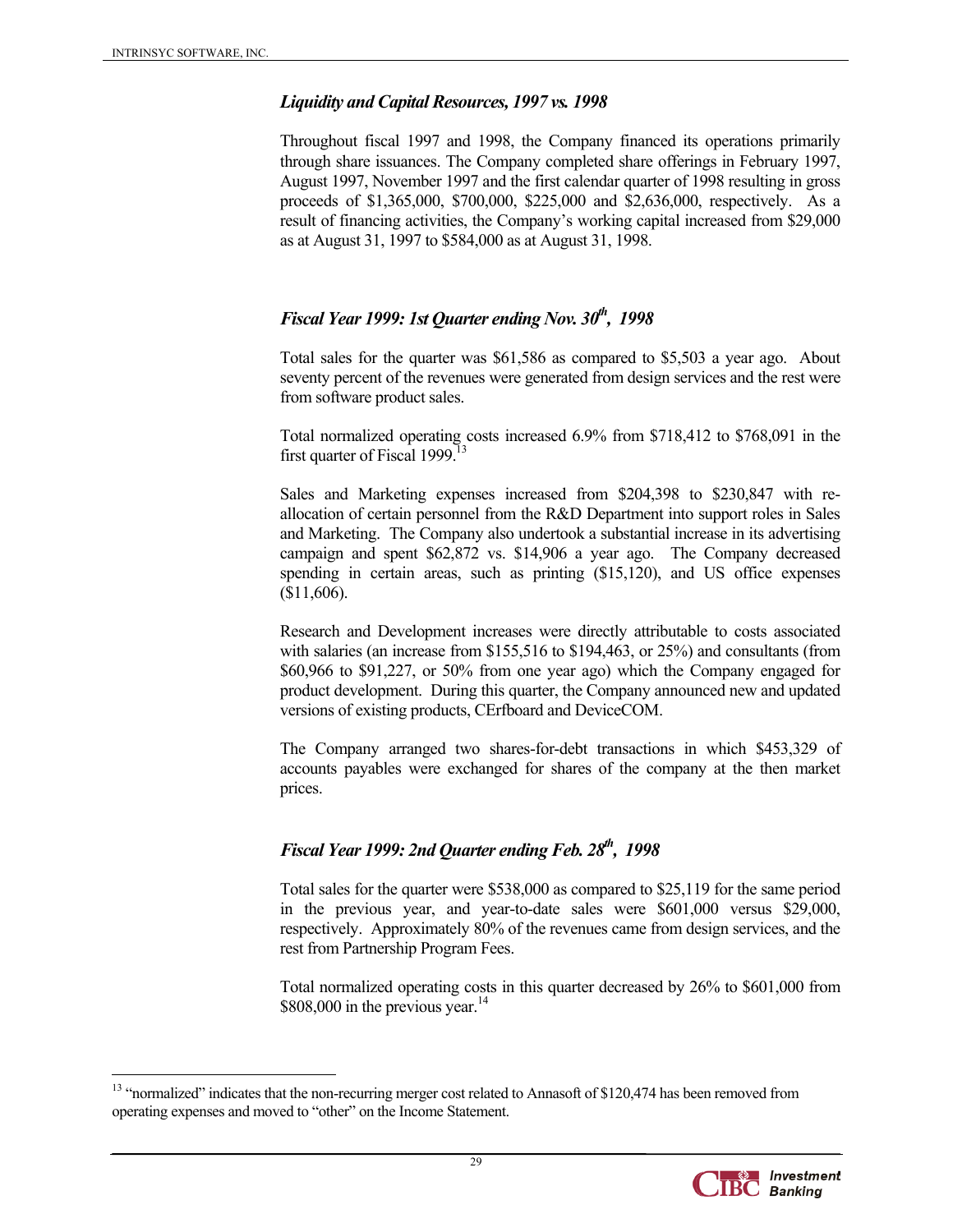### *Liquidity and Capital Resources, 1997 vs. 1998*

Throughout fiscal 1997 and 1998, the Company financed its operations primarily through share issuances. The Company completed share offerings in February 1997, August 1997, November 1997 and the first calendar quarter of 1998 resulting in gross proceeds of $1,365,000, $700,000, $225,000 and $2,636,000, respectively. As a result of financing activities, the Company's working capital increased from $29,000 as at August 31, 1997 to $584,000 as at August 31, 1998.

### *Fiscal Year 1999: 1st Quarter ending Nov. 30th, 1998*

Total sales for the quarter was $61,586 as compared to $5,503 a year ago. About seventy percent of the revenues were generated from design services and the rest were from software product sales.

Total normalized operating costs increased 6.9% from $718,412 to $768,091 in the first quarter of Fiscal 1999.[13]

Sales and Marketing expenses increased from $204,398 to $230,847 with re-allocation of certain personnel from the R&D Department into support roles in Sales and Marketing. The Company also undertook a substantial increase in its advertising campaign and spent $62,872 vs. $14,906 a year ago. The Company decreased spending in certain areas, such as printing ($15,120), and US office expenses ($11,606).

Research and Development increases were directly attributable to costs associated with salaries (an increase from $155,516 to $194,463, or 25%) and consultants (from $60,966 to $91,227, or 50% from one year ago) which the Company engaged for product development. During this quarter, the Company announced new and updated versions of existing products, CErfboard and DeviceCOM.

The Company arranged two shares-for-debt transactions in which $453,329 of accounts payables were exchanged for shares of the company at the then market prices.

### *Fiscal Year 1999: 2nd Quarter ending Feb. 28th, 1998*

Total sales for the quarter were $538,000 as compared to $25,119 for the same period in the previous year, and year-to-date sales were $601,000 versus $29,000, respectively. Approximately 80% of the revenues came from design services, and the rest from Partnership Program Fees.

Total normalized operating costs in this quarter decreased by 26% to $601,000 from $808,000 in the previous year.[14]

---

[13] "normalized" indicates that the non-recurring merger cost related to Annasoft of $120,474 has been removed from operating expenses and moved to "other" on the Income Statement.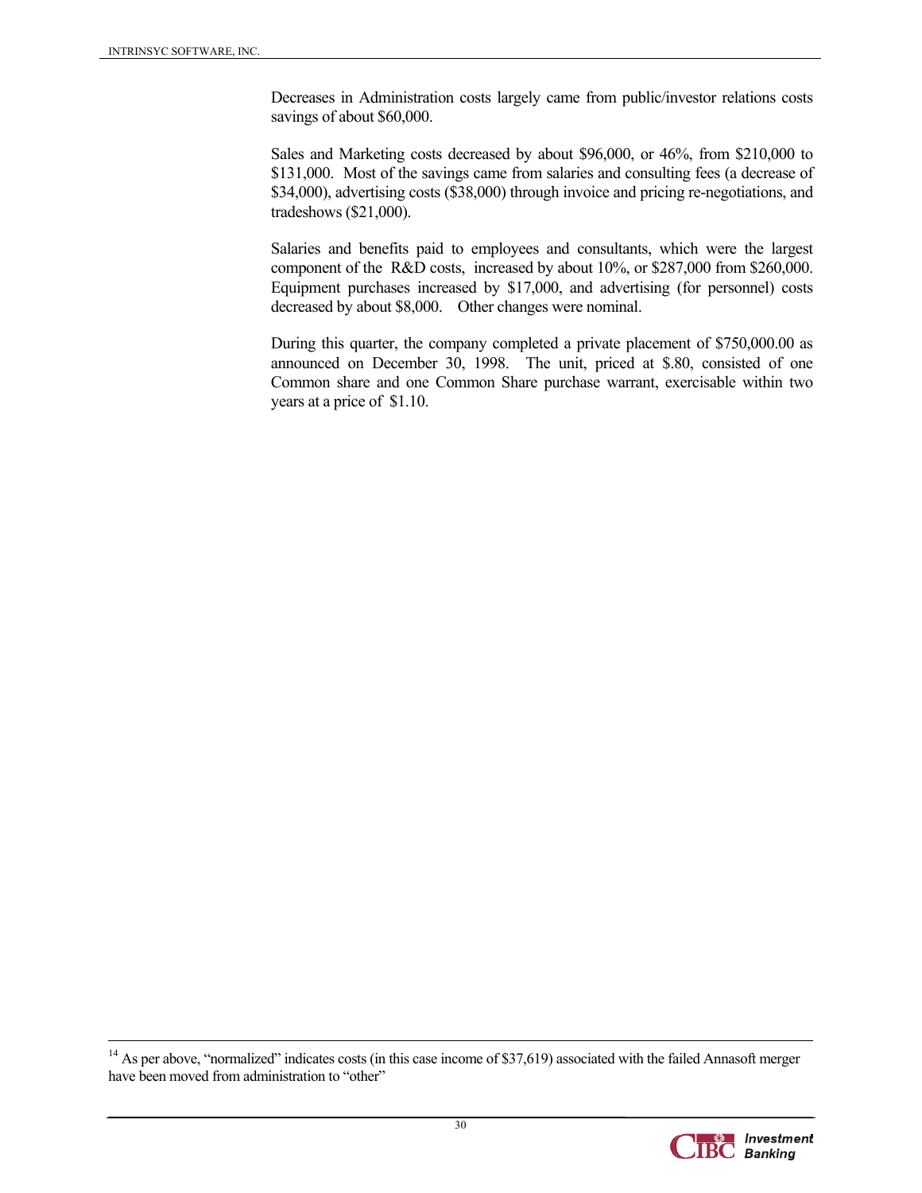Decreases in Administration costs largely came from public/investor relations costs savings of about $60,000.

Sales and Marketing costs decreased by about $96,000, or 46%, from $210,000 to $131,000. Most of the savings came from salaries and consulting fees (a decrease of $34,000), advertising costs ($38,000) through invoice and pricing re-negotiations, and tradeshows ($21,000).

Salaries and benefits paid to employees and consultants, which were the largest component of the R&D costs, increased by about 10%, or $287,000 from $260,000. Equipment purchases increased by $17,000, and advertising (for personnel) costs decreased by about $8,000. Other changes were nominal.

During this quarter, the company completed a private placement of $750,000.00 as announced on December 30, 1998. The unit, priced at $.80, consisted of one Common share and one Common Share purchase warrant, exercisable within two years at a price of $1.10.

---

[14] As per above, "normalized" indicates costs (in this case income of $37,619) associated with the failed Annasoft merger have been moved from administration to "other"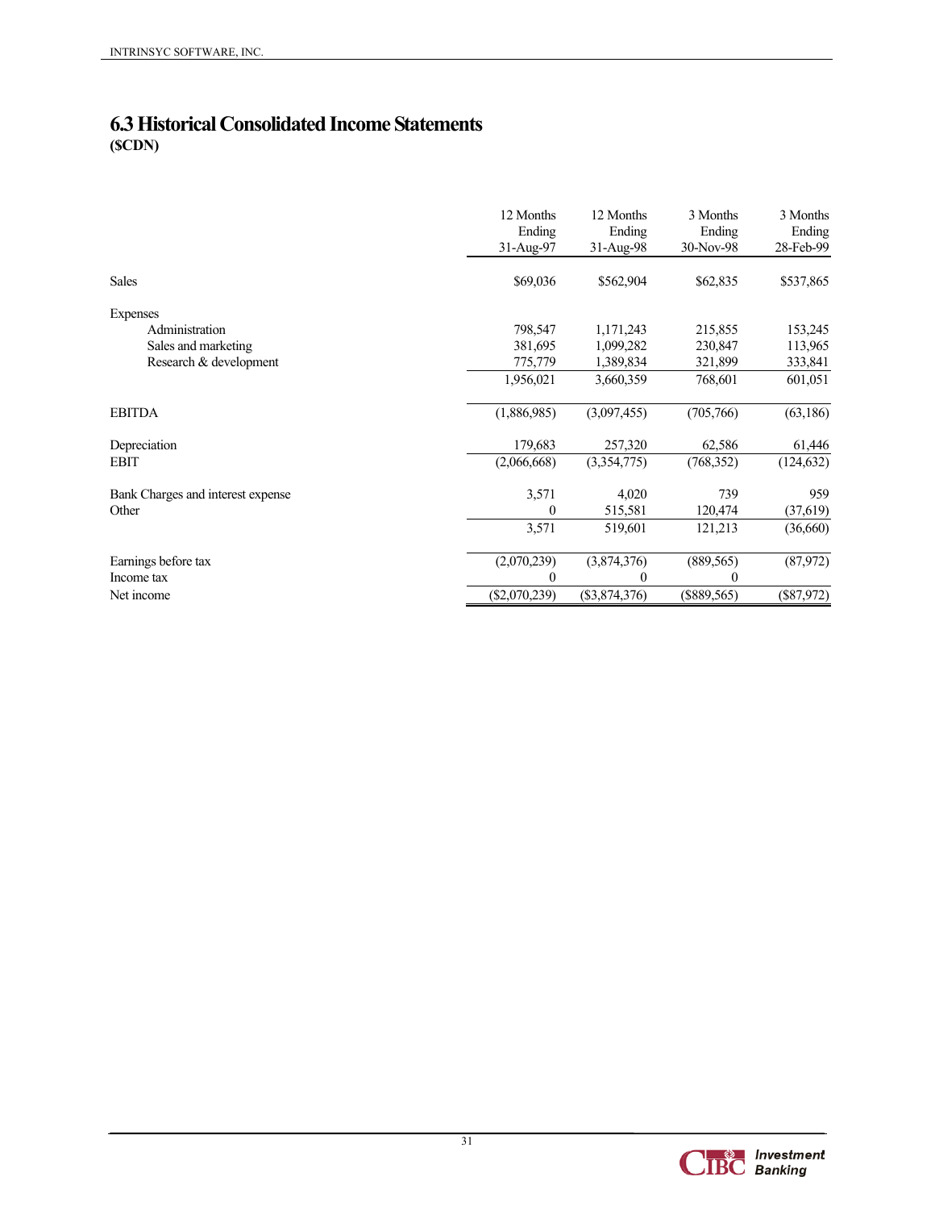## 6.3 Historical Consolidated Income Statements

**($CDN)**

| | 12 Months Ending 31-Aug-97 | 12 Months Ending 31-Aug-98 | 3 Months Ending 30-Nov-98 | 3 Months Ending 28-Feb-99 |
|---|---|---|---|---|
| Sales | $69,036 | $562,904 | $62,835 | $537,865 |
| Expenses | | | | |
| Administration | 798,547 | 1,171,243 | 215,855 | 153,245 |
| Sales and marketing | 381,695 | 1,099,282 | 230,847 | 113,965 |
| Research & development | 775,779 | 1,389,834 | 321,899 | 333,841 |
| | 1,956,021 | 3,660,359 | 768,601 | 601,051 |
| EBITDA | (1,886,985) | (3,097,455) | (705,766) | (63,186) |
| Depreciation | 179,683 | 257,320 | 62,586 | 61,446 |
| EBIT | (2,066,668) | (3,354,775) | (768,352) | (124,632) |
| Bank Charges and interest expense | 3,571 | 4,020 | 739 | 959 |
| Other | 0 | 515,581 | 120,474 | (37,619) |
| | 3,571 | 519,601 | 121,213 | (36,660) |
| Earnings before tax | (2,070,239) | (3,874,376) | (889,565) | (87,972) |
| Income tax | 0 | 0 | 0 | |
| Net income | ($2,070,239) | ($3,874,376) | ($889,565) | ($87,972) |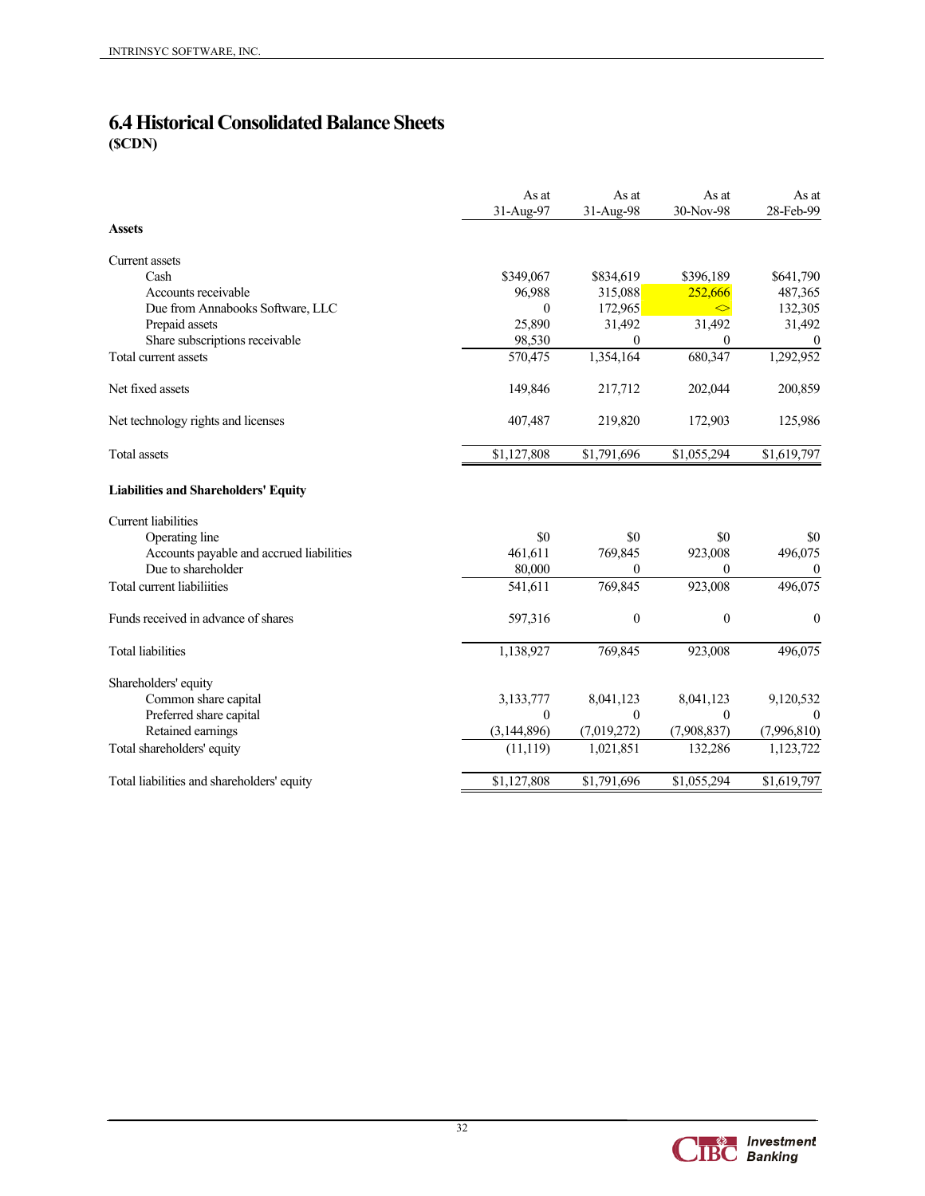# 6.4 Historical Consolidated Balance Sheets

**($CDN)**

| | As at 31-Aug-97 | As at 31-Aug-98 | As at 30-Nov-98 | As at 28-Feb-99 |
|---|---|---|---|---|
| **Assets** | | | | |
| Current assets | | | | |
| Cash | $349,067 | $834,619 | $396,189 | $641,790 |
| Accounts receivable | 96,988 | 315,088 | 252,666 | 487,365 |
| Due from Annabooks Software, LLC | 0 | 172,965 | <> | 132,305 |
| Prepaid assets | 25,890 | 31,492 | 31,492 | 31,492 |
| Share subscriptions receivable | 98,530 | 0 | 0 | 0 |
| Total current assets | 570,475 | 1,354,164 | 680,347 | 1,292,952 |
| Net fixed assets | 149,846 | 217,712 | 202,044 | 200,859 |
| Net technology rights and licenses | 407,487 | 219,820 | 172,903 | 125,986 |
| Total assets | $1,127,808 | $1,791,696 | $1,055,294 | $1,619,797 |
| **Liabilities and Shareholders' Equity** | | | | |
| Current liabilities | | | | |
| Operating line | $0 | $0 | $0 | $0 |
| Accounts payable and accrued liabilities | 461,611 | 769,845 | 923,008 | 496,075 |
| Due to shareholder | 80,000 | 0 | 0 | 0 |
| Total current liabiliities | 541,611 | 769,845 | 923,008 | 496,075 |
| Funds received in advance of shares | 597,316 | 0 | 0 | 0 |
| Total liabilities | 1,138,927 | 769,845 | 923,008 | 496,075 |
| Shareholders' equity | | | | |
| Common share capital | 3,133,777 | 8,041,123 | 8,041,123 | 9,120,532 |
| Preferred share capital | 0 | 0 | 0 | 0 |
| Retained earnings | (3,144,896) | (7,019,272) | (7,908,837) | (7,996,810) |
| Total shareholders' equity | (11,119) | 1,021,851 | 132,286 | 1,123,722 |
| Total liabilities and shareholders' equity | $1,127,808 | $1,791,696 | $1,055,294 | $1,619,797 |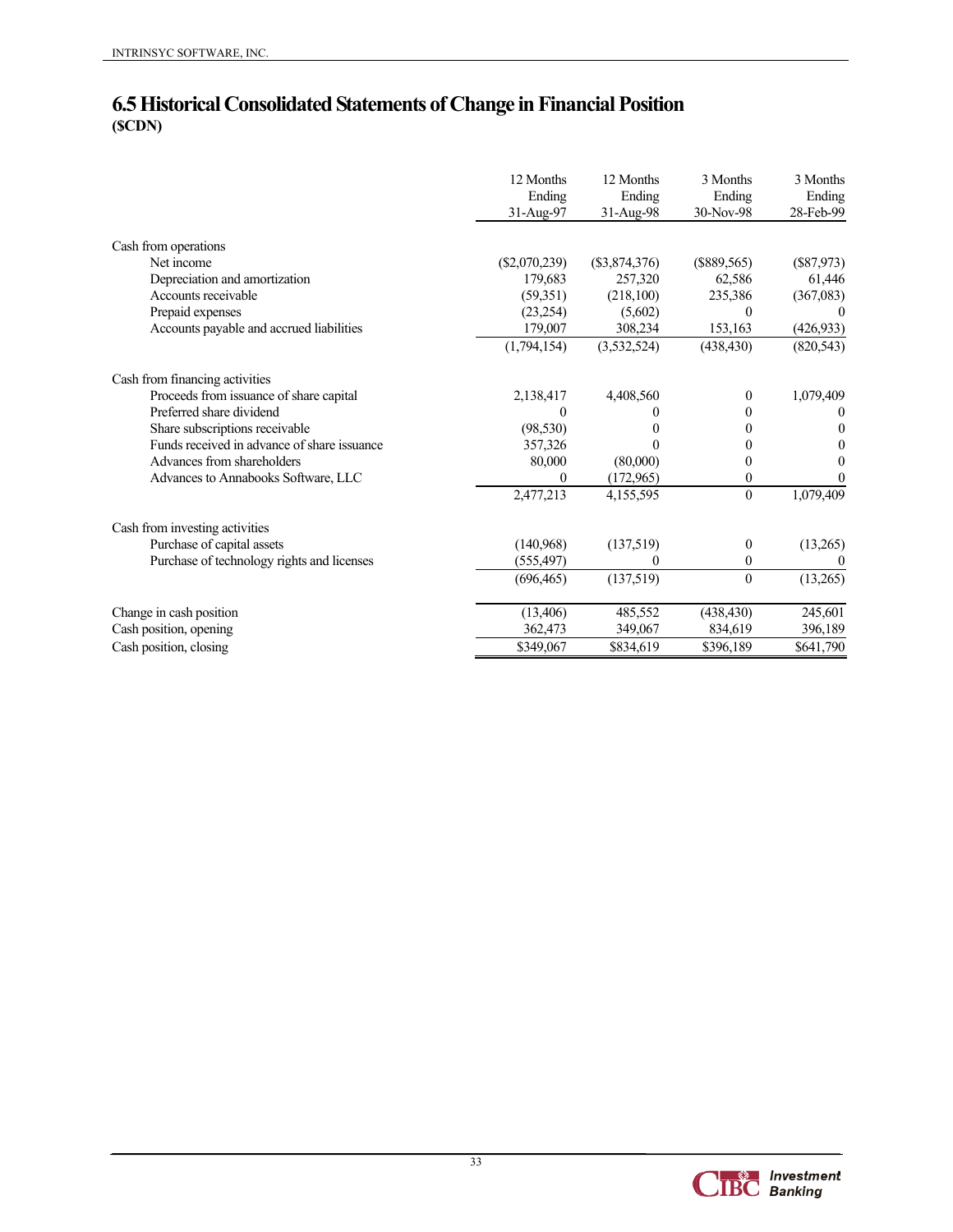## 6.5 Historical Consolidated Statements of Change in Financial Position

**($CDN)**

| | 12 Months Ending 31-Aug-97 | 12 Months Ending 31-Aug-98 | 3 Months Ending 30-Nov-98 | 3 Months Ending 28-Feb-99 |
|---|---|---|---|---|
| Cash from operations | | | | |
| Net income | ($2,070,239) | ($3,874,376) | ($889,565) | ($87,973) |
| Depreciation and amortization | 179,683 | 257,320 | 62,586 | 61,446 |
| Accounts receivable | (59,351) | (218,100) | 235,386 | (367,083) |
| Prepaid expenses | (23,254) | (5,602) | 0 | 0 |
| Accounts payable and accrued liabilities | 179,007 | 308,234 | 153,163 | (426,933) |
| | (1,794,154) | (3,532,524) | (438,430) | (820,543) |
| Cash from financing activities | | | | |
| Proceeds from issuance of share capital | 2,138,417 | 4,408,560 | 0 | 1,079,409 |
| Preferred share dividend | 0 | 0 | 0 | 0 |
| Share subscriptions receivable | (98,530) | 0 | 0 | 0 |
| Funds received in advance of share issuance | 357,326 | 0 | 0 | 0 |
| Advances from shareholders | 80,000 | (80,000) | 0 | 0 |
| Advances to Annabooks Software, LLC | 0 | (172,965) | 0 | 0 |
| | 2,477,213 | 4,155,595 | 0 | 1,079,409 |
| Cash from investing activities | | | | |
| Purchase of capital assets | (140,968) | (137,519) | 0 | (13,265) |
| Purchase of technology rights and licenses | (555,497) | 0 | 0 | 0 |
| | (696,465) | (137,519) | 0 | (13,265) |
| Change in cash position | (13,406) | 485,552 | (438,430) | 245,601 |
| Cash position, opening | 362,473 | 349,067 | 834,619 | 396,189 |
| Cash position, closing | $349,067 | $834,619 | $396,189 | $641,790 |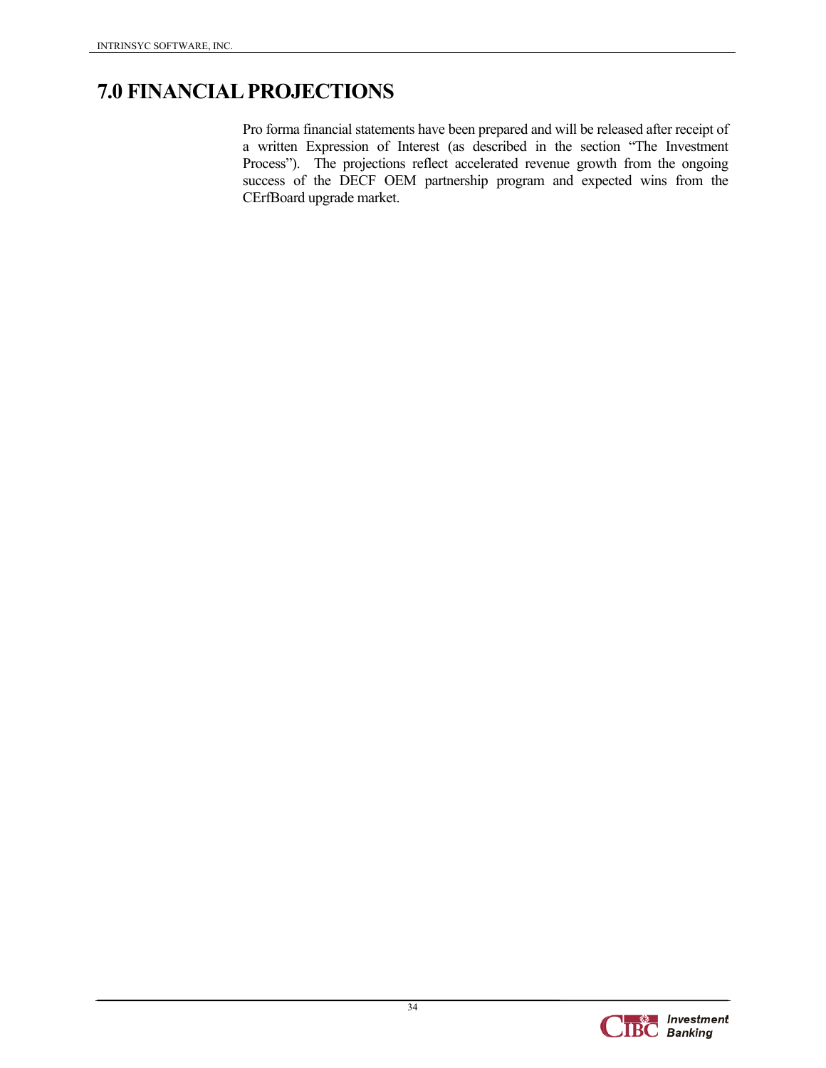# 7.0 FINANCIAL PROJECTIONS

Pro forma financial statements have been prepared and will be released after receipt of a written Expression of Interest (as described in the section "The Investment Process"). The projections reflect accelerated revenue growth from the ongoing success of the DECF OEM partnership program and expected wins from the CErfBoard upgrade market.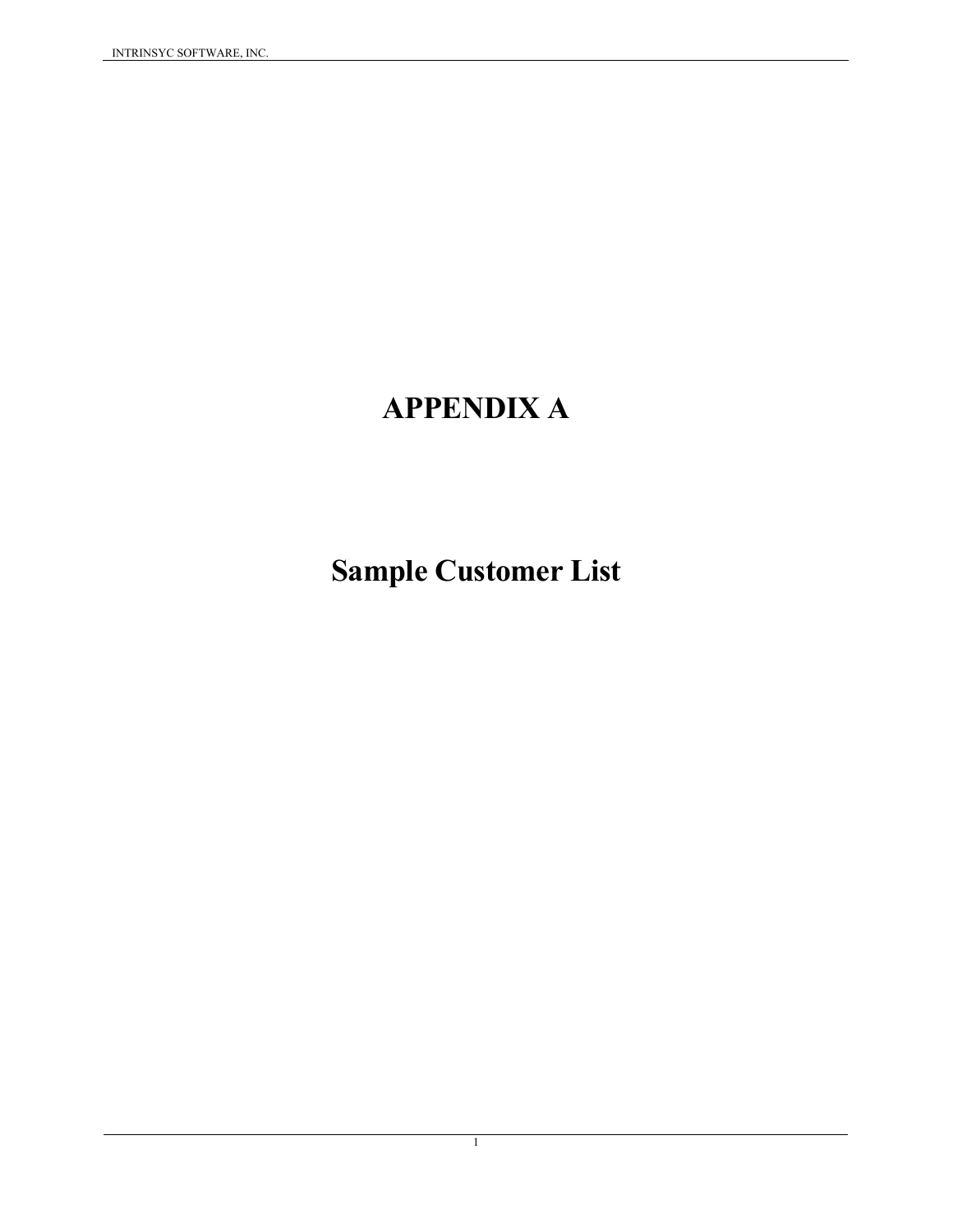# APPENDIX A

# Sample Customer List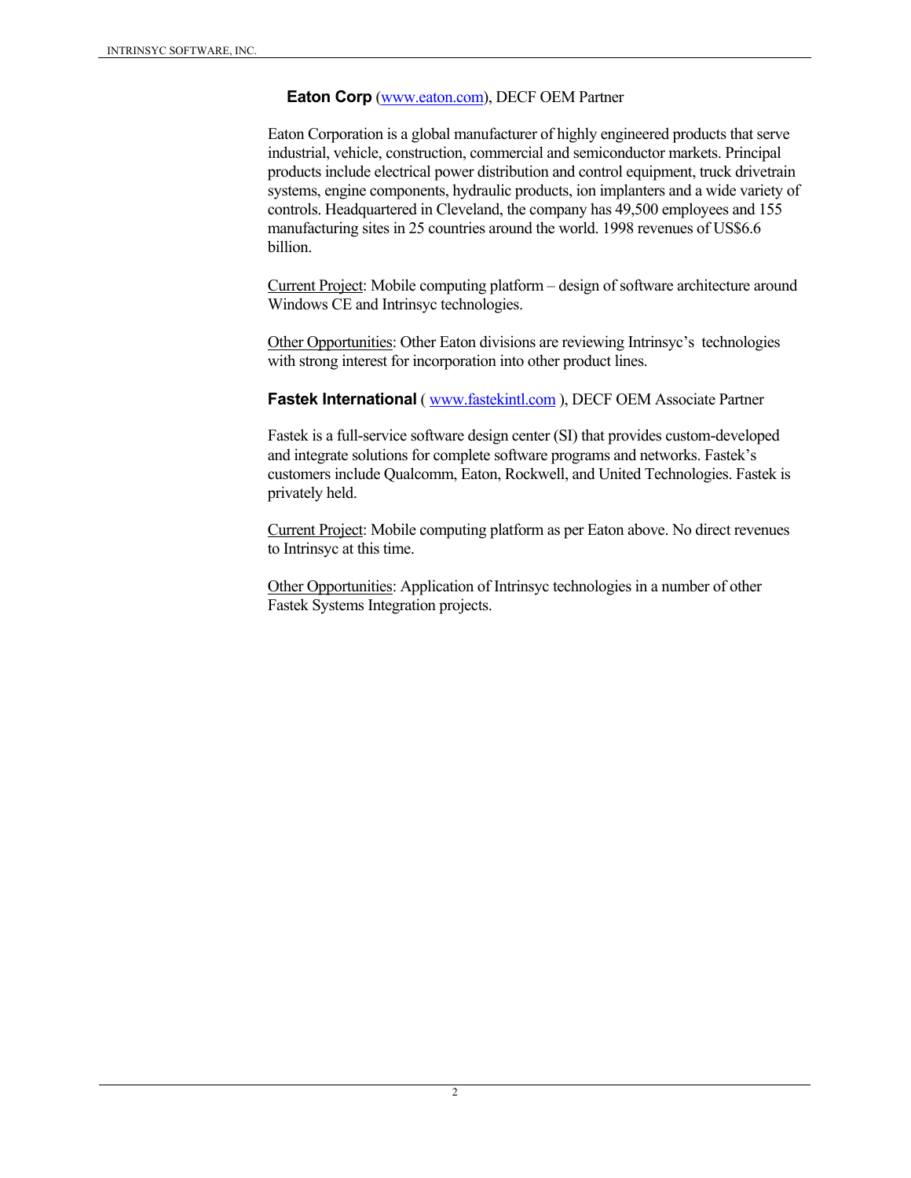**Eaton Corp** (www.eaton.com), DECF OEM Partner

Eaton Corporation is a global manufacturer of highly engineered products that serve industrial, vehicle, construction, commercial and semiconductor markets. Principal products include electrical power distribution and control equipment, truck drivetrain systems, engine components, hydraulic products, ion implanters and a wide variety of controls. Headquartered in Cleveland, the company has 49,500 employees and 155 manufacturing sites in 25 countries around the world. 1998 revenues of US$6.6 billion.

Current Project: Mobile computing platform – design of software architecture around Windows CE and Intrinsyc technologies.

Other Opportunities: Other Eaton divisions are reviewing Intrinsyc's technologies with strong interest for incorporation into other product lines.

**Fastek International** ( www.fastekintl.com ), DECF OEM Associate Partner

Fastek is a full-service software design center (SI) that provides custom-developed and integrate solutions for complete software programs and networks. Fastek's customers include Qualcomm, Eaton, Rockwell, and United Technologies. Fastek is privately held.

Current Project: Mobile computing platform as per Eaton above. No direct revenues to Intrinsyc at this time.

Other Opportunities: Application of Intrinsyc technologies in a number of other Fastek Systems Integration projects.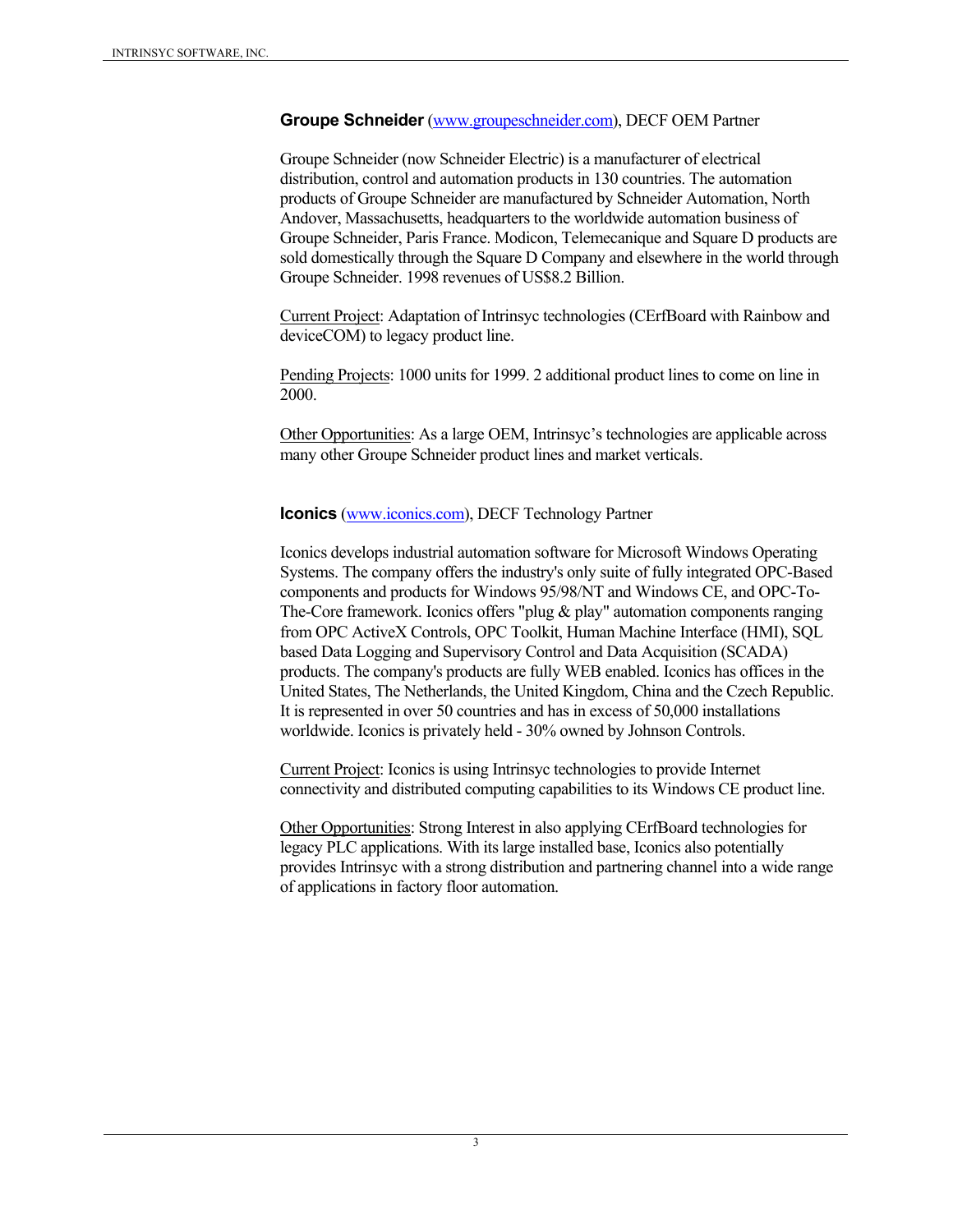**Groupe Schneider** (www.groupeschneider.com), DECF OEM Partner

Groupe Schneider (now Schneider Electric) is a manufacturer of electrical distribution, control and automation products in 130 countries. The automation products of Groupe Schneider are manufactured by Schneider Automation, North Andover, Massachusetts, headquarters to the worldwide automation business of Groupe Schneider, Paris France. Modicon, Telemecanique and Square D products are sold domestically through the Square D Company and elsewhere in the world through Groupe Schneider. 1998 revenues of US$8.2 Billion.

Current Project: Adaptation of Intrinsyc technologies (CErfBoard with Rainbow and deviceCOM) to legacy product line.

Pending Projects: 1000 units for 1999. 2 additional product lines to come on line in 2000.

Other Opportunities: As a large OEM, Intrinsyc's technologies are applicable across many other Groupe Schneider product lines and market verticals.

**Iconics** (www.iconics.com), DECF Technology Partner

Iconics develops industrial automation software for Microsoft Windows Operating Systems. The company offers the industry's only suite of fully integrated OPC-Based components and products for Windows 95/98/NT and Windows CE, and OPC-To-The-Core framework. Iconics offers "plug & play" automation components ranging from OPC ActiveX Controls, OPC Toolkit, Human Machine Interface (HMI), SQL based Data Logging and Supervisory Control and Data Acquisition (SCADA) products. The company's products are fully WEB enabled. Iconics has offices in the United States, The Netherlands, the United Kingdom, China and the Czech Republic. It is represented in over 50 countries and has in excess of 50,000 installations worldwide. Iconics is privately held - 30% owned by Johnson Controls.

Current Project: Iconics is using Intrinsyc technologies to provide Internet connectivity and distributed computing capabilities to its Windows CE product line.

Other Opportunities: Strong Interest in also applying CErfBoard technologies for legacy PLC applications. With its large installed base, Iconics also potentially provides Intrinsyc with a strong distribution and partnering channel into a wide range of applications in factory floor automation.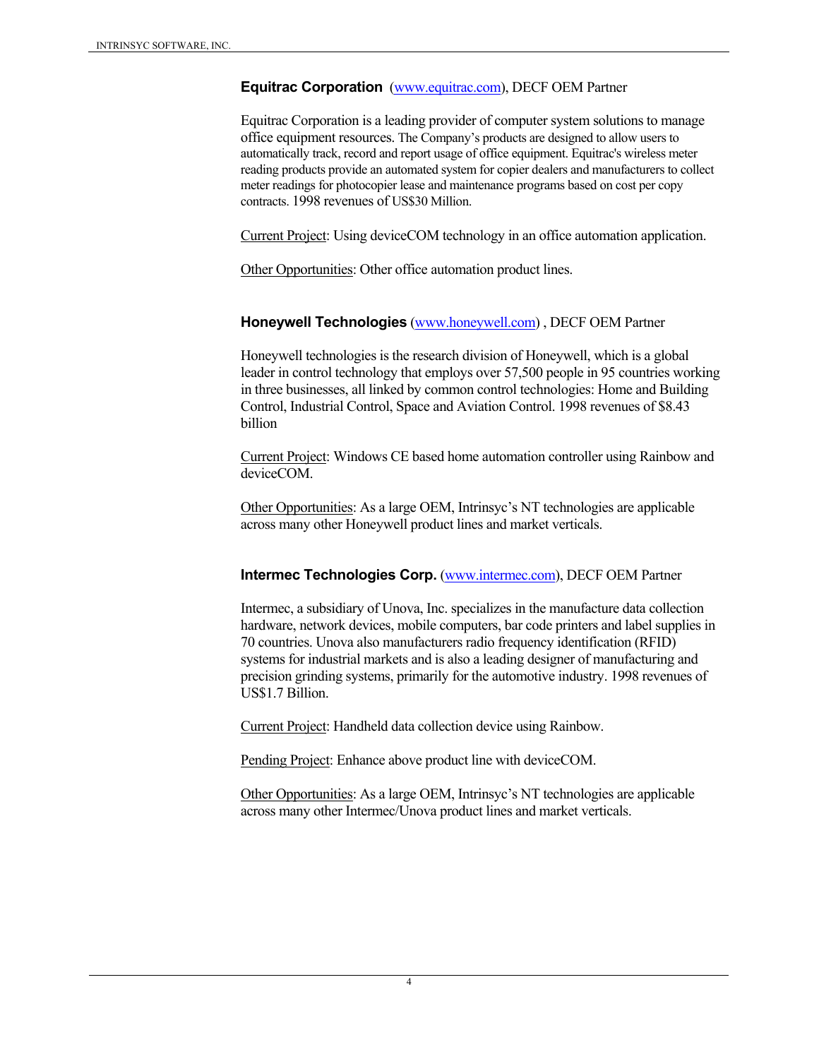**Equitrac Corporation** (www.equitrac.com), DECF OEM Partner

Equitrac Corporation is a leading provider of computer system solutions to manage office equipment resources. The Company's products are designed to allow users to automatically track, record and report usage of office equipment. Equitrac's wireless meter reading products provide an automated system for copier dealers and manufacturers to collect meter readings for photocopier lease and maintenance programs based on cost per copy contracts. 1998 revenues of US$30 Million.

Current Project: Using deviceCOM technology in an office automation application.

Other Opportunities: Other office automation product lines.

**Honeywell Technologies** (www.honeywell.com) , DECF OEM Partner

Honeywell technologies is the research division of Honeywell, which is a global leader in control technology that employs over 57,500 people in 95 countries working in three businesses, all linked by common control technologies: Home and Building Control, Industrial Control, Space and Aviation Control. 1998 revenues of $8.43 billion

Current Project: Windows CE based home automation controller using Rainbow and deviceCOM.

Other Opportunities: As a large OEM, Intrinsyc's NT technologies are applicable across many other Honeywell product lines and market verticals.

**Intermec Technologies Corp.** (www.intermec.com), DECF OEM Partner

Intermec, a subsidiary of Unova, Inc. specializes in the manufacture data collection hardware, network devices, mobile computers, bar code printers and label supplies in 70 countries. Unova also manufacturers radio frequency identification (RFID) systems for industrial markets and is also a leading designer of manufacturing and precision grinding systems, primarily for the automotive industry. 1998 revenues of US$1.7 Billion.

Current Project: Handheld data collection device using Rainbow.

Pending Project: Enhance above product line with deviceCOM.

Other Opportunities: As a large OEM, Intrinsyc's NT technologies are applicable across many other Intermec/Unova product lines and market verticals.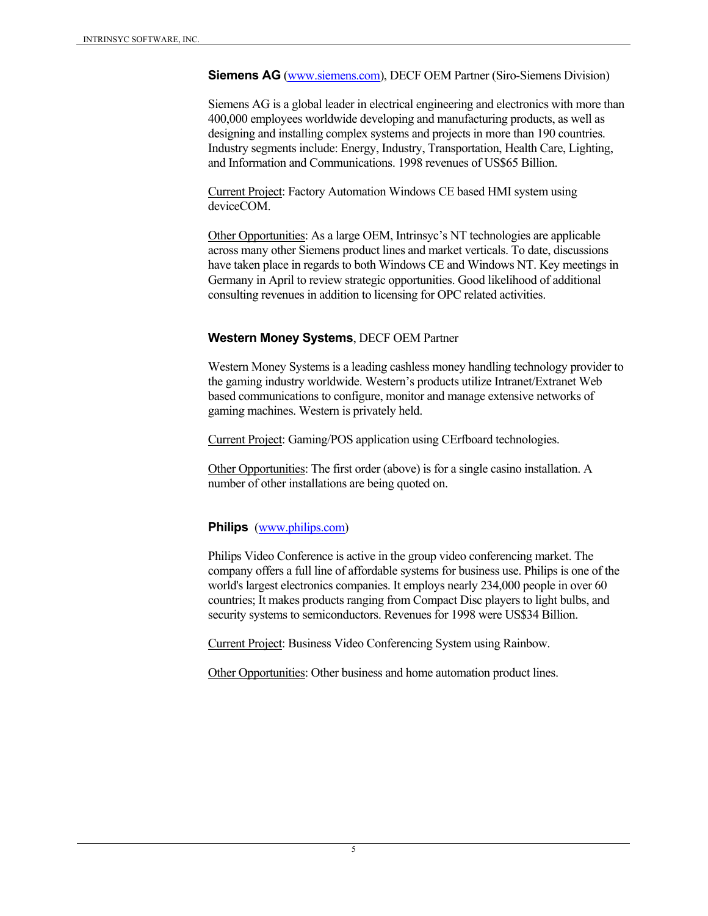**Siemens AG** (www.siemens.com), DECF OEM Partner (Siro-Siemens Division)

Siemens AG is a global leader in electrical engineering and electronics with more than 400,000 employees worldwide developing and manufacturing products, as well as designing and installing complex systems and projects in more than 190 countries. Industry segments include: Energy, Industry, Transportation, Health Care, Lighting, and Information and Communications. 1998 revenues of US$65 Billion.

Current Project: Factory Automation Windows CE based HMI system using deviceCOM.

Other Opportunities: As a large OEM, Intrinsyc's NT technologies are applicable across many other Siemens product lines and market verticals. To date, discussions have taken place in regards to both Windows CE and Windows NT. Key meetings in Germany in April to review strategic opportunities. Good likelihood of additional consulting revenues in addition to licensing for OPC related activities.

**Western Money Systems**, DECF OEM Partner

Western Money Systems is a leading cashless money handling technology provider to the gaming industry worldwide. Western's products utilize Intranet/Extranet Web based communications to configure, monitor and manage extensive networks of gaming machines. Western is privately held.

Current Project: Gaming/POS application using CErfboard technologies.

Other Opportunities: The first order (above) is for a single casino installation. A number of other installations are being quoted on.

**Philips** (www.philips.com)

Philips Video Conference is active in the group video conferencing market. The company offers a full line of affordable systems for business use. Philips is one of the world's largest electronics companies. It employs nearly 234,000 people in over 60 countries; It makes products ranging from Compact Disc players to light bulbs, and security systems to semiconductors. Revenues for 1998 were US$34 Billion.

Current Project: Business Video Conferencing System using Rainbow.

Other Opportunities: Other business and home automation product lines.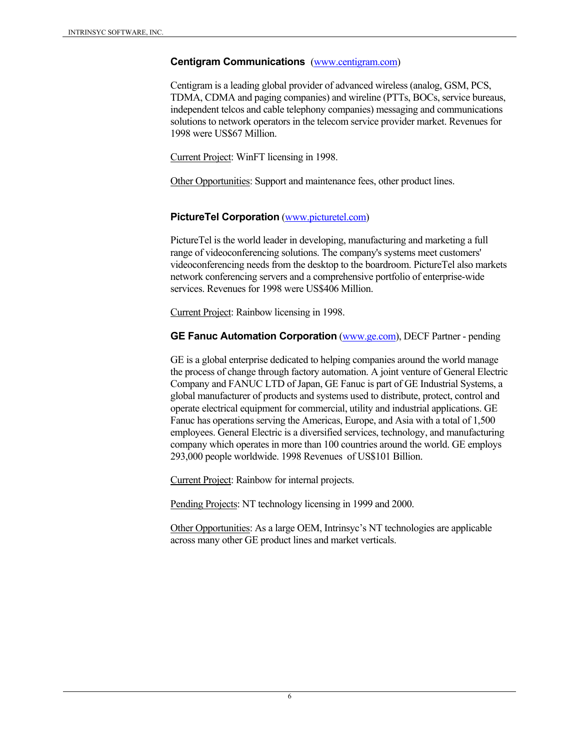### Centigram Communications (www.centigram.com)

Centigram is a leading global provider of advanced wireless (analog, GSM, PCS, TDMA, CDMA and paging companies) and wireline (PTTs, BOCs, service bureaus, independent telcos and cable telephony companies) messaging and communications solutions to network operators in the telecom service provider market. Revenues for 1998 were US$67 Million.

Current Project: WinFT licensing in 1998.

Other Opportunities: Support and maintenance fees, other product lines.

### PictureTel Corporation (www.picturetel.com)

PictureTel is the world leader in developing, manufacturing and marketing a full range of videoconferencing solutions. The company's systems meet customers' videoconferencing needs from the desktop to the boardroom. PictureTel also markets network conferencing servers and a comprehensive portfolio of enterprise-wide services. Revenues for 1998 were US$406 Million.

Current Project: Rainbow licensing in 1998.

### GE Fanuc Automation Corporation (www.ge.com), DECF Partner - pending

GE is a global enterprise dedicated to helping companies around the world manage the process of change through factory automation. A joint venture of General Electric Company and FANUC LTD of Japan, GE Fanuc is part of GE Industrial Systems, a global manufacturer of products and systems used to distribute, protect, control and operate electrical equipment for commercial, utility and industrial applications. GE Fanuc has operations serving the Americas, Europe, and Asia with a total of 1,500 employees. General Electric is a diversified services, technology, and manufacturing company which operates in more than 100 countries around the world. GE employs 293,000 people worldwide. 1998 Revenues of US$101 Billion.

Current Project: Rainbow for internal projects.

Pending Projects: NT technology licensing in 1999 and 2000.

Other Opportunities: As a large OEM, Intrinsyc's NT technologies are applicable across many other GE product lines and market verticals.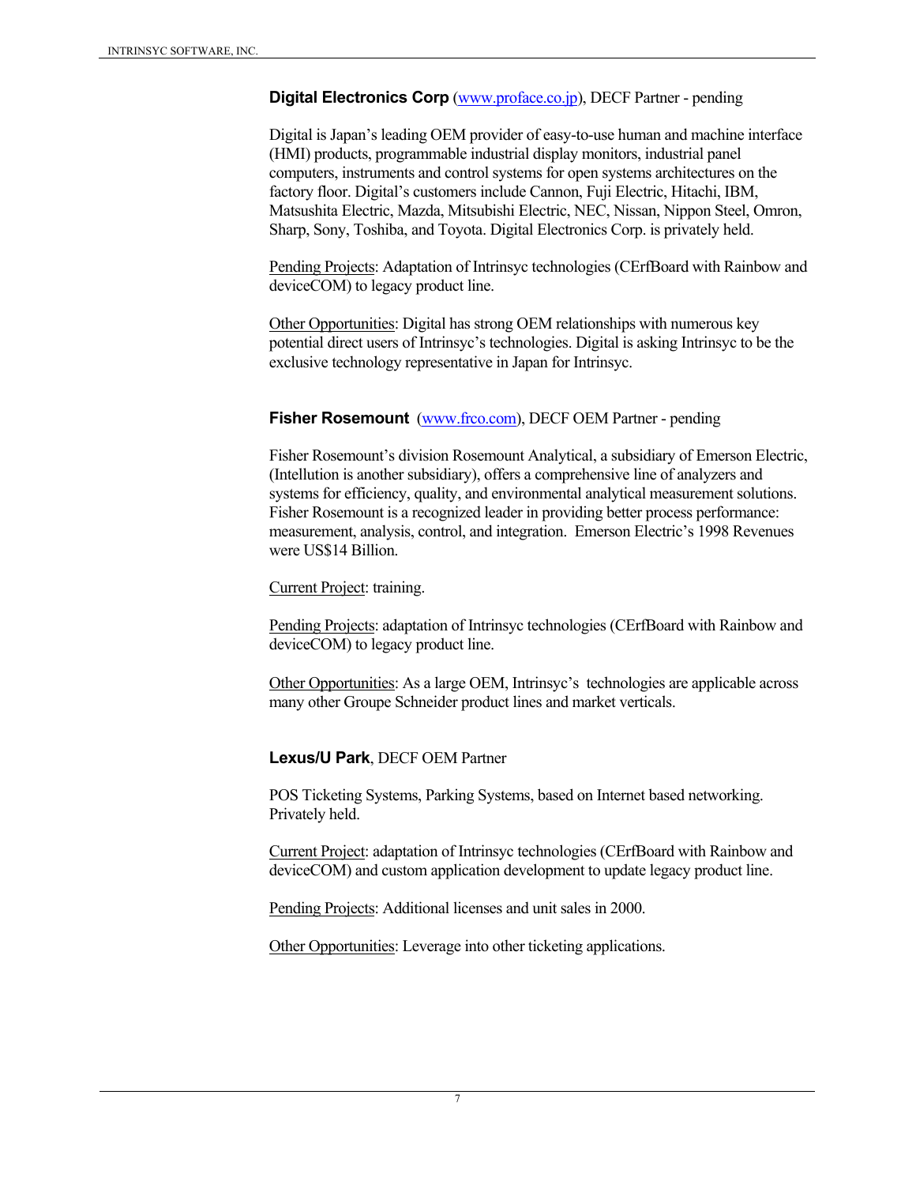**Digital Electronics Corp** (www.proface.co.jp), DECF Partner - pending

Digital is Japan's leading OEM provider of easy-to-use human and machine interface (HMI) products, programmable industrial display monitors, industrial panel computers, instruments and control systems for open systems architectures on the factory floor. Digital's customers include Cannon, Fuji Electric, Hitachi, IBM, Matsushita Electric, Mazda, Mitsubishi Electric, NEC, Nissan, Nippon Steel, Omron, Sharp, Sony, Toshiba, and Toyota. Digital Electronics Corp. is privately held.

Pending Projects: Adaptation of Intrinsyc technologies (CErfBoard with Rainbow and deviceCOM) to legacy product line.

Other Opportunities: Digital has strong OEM relationships with numerous key potential direct users of Intrinsyc's technologies. Digital is asking Intrinsyc to be the exclusive technology representative in Japan for Intrinsyc.

**Fisher Rosemount** (www.frco.com), DECF OEM Partner - pending

Fisher Rosemount's division Rosemount Analytical, a subsidiary of Emerson Electric, (Intellution is another subsidiary), offers a comprehensive line of analyzers and systems for efficiency, quality, and environmental analytical measurement solutions. Fisher Rosemount is a recognized leader in providing better process performance: measurement, analysis, control, and integration. Emerson Electric's 1998 Revenues were US$14 Billion.

Current Project: training.

Pending Projects: adaptation of Intrinsyc technologies (CErfBoard with Rainbow and deviceCOM) to legacy product line.

Other Opportunities: As a large OEM, Intrinsyc's technologies are applicable across many other Groupe Schneider product lines and market verticals.

**Lexus/U Park**, DECF OEM Partner

POS Ticketing Systems, Parking Systems, based on Internet based networking. Privately held.

Current Project: adaptation of Intrinsyc technologies (CErfBoard with Rainbow and deviceCOM) and custom application development to update legacy product line.

Pending Projects: Additional licenses and unit sales in 2000.

Other Opportunities: Leverage into other ticketing applications.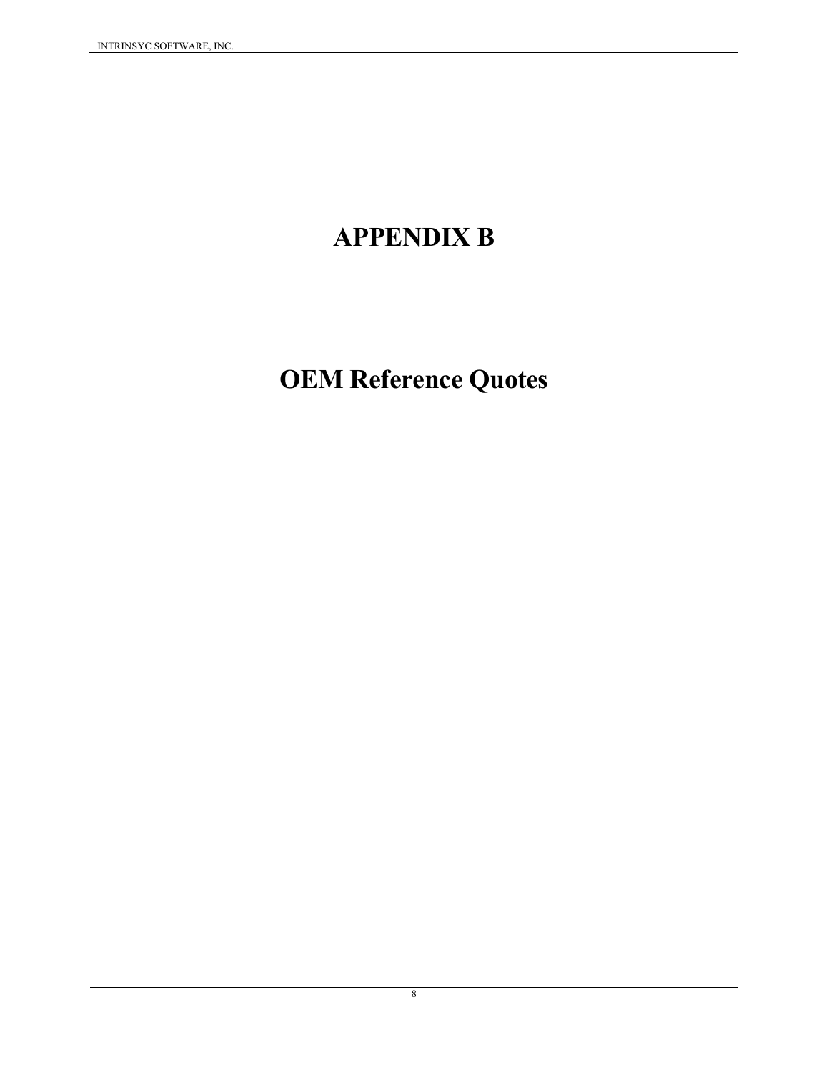# APPENDIX B

# OEM Reference Quotes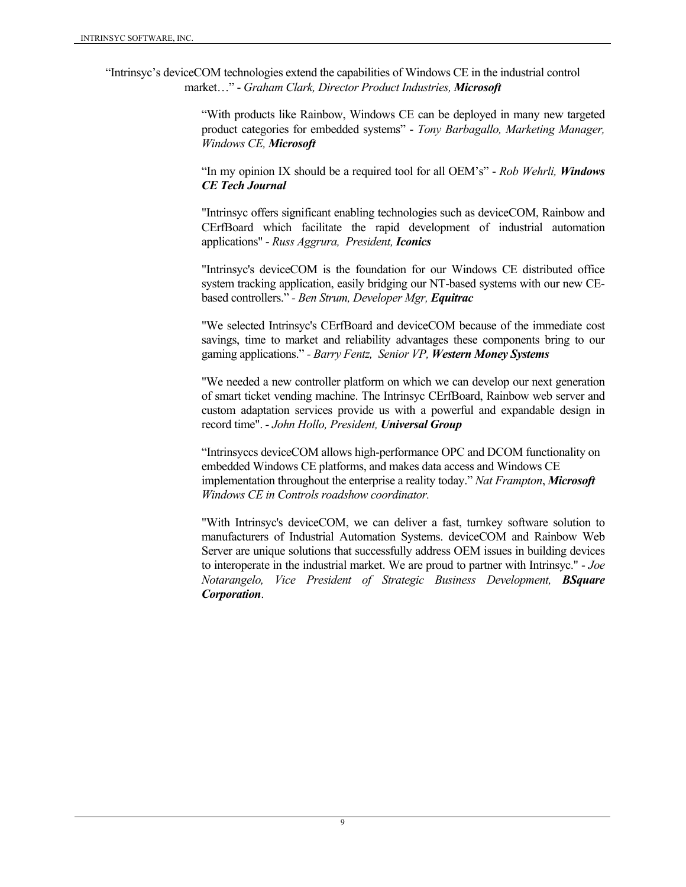"Intrinsyc's deviceCOM technologies extend the capabilities of Windows CE in the industrial control market…" - *Graham Clark, Director Product Industries, **Microsoft***

"With products like Rainbow, Windows CE can be deployed in many new targeted product categories for embedded systems" - *Tony Barbagallo, Marketing Manager, Windows CE, **Microsoft***

"In my opinion IX should be a required tool for all OEM's" - *Rob Wehrli, **Windows CE Tech Journal***

"Intrinsyc offers significant enabling technologies such as deviceCOM, Rainbow and CErfBoard which facilitate the rapid development of industrial automation applications" - *Russ Aggrura, President, **Iconics***

"Intrinsyc's deviceCOM is the foundation for our Windows CE distributed office system tracking application, easily bridging our NT-based systems with our new CE-based controllers." - *Ben Strum, Developer Mgr, **Equitrac***

"We selected Intrinsyc's CErfBoard and deviceCOM because of the immediate cost savings, time to market and reliability advantages these components bring to our gaming applications." - *Barry Fentz, Senior VP, **Western Money Systems***

"We needed a new controller platform on which we can develop our next generation of smart ticket vending machine. The Intrinsyc CErfBoard, Rainbow web server and custom adaptation services provide us with a powerful and expandable design in record time". - *John Hollo, President, **Universal Group***

"Intrinsyccs deviceCOM allows high-performance OPC and DCOM functionality on embedded Windows CE platforms, and makes data access and Windows CE implementation throughout the enterprise a reality today." *Nat Frampton*, ***Microsoft*** *Windows CE in Controls roadshow coordinator.*

"With Intrinsyc's deviceCOM, we can deliver a fast, turnkey software solution to manufacturers of Industrial Automation Systems. deviceCOM and Rainbow Web Server are unique solutions that successfully address OEM issues in building devices to interoperate in the industrial market. We are proud to partner with Intrinsyc." - *Joe Notarangelo, Vice President of Strategic Business Development, **BSquare Corporation***.